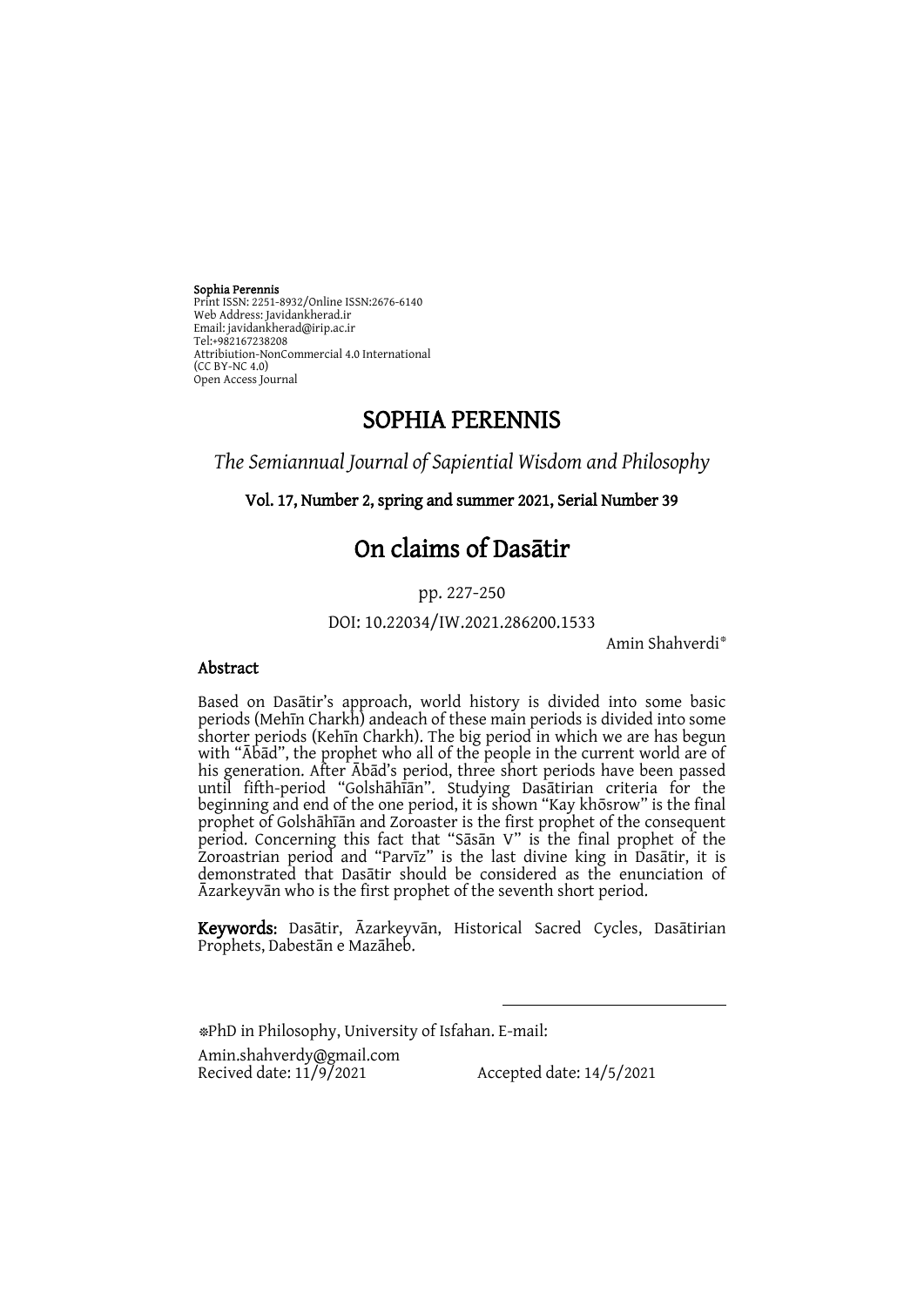**Sophia Perennis**
Print ISSN: 2251-8932/Online ISSN:2676-6140
Web Address: Javidankherad.ir
Email: javidankherad@irip.ac.ir
Tel:+982167238208
Attribiution-NonCommercial 4.0 International
(CC BY-NC 4.0)
Open Access Journal

# SOPHIA PERENNIS

*The Semiannual Journal of Sapiential Wisdom and Philosophy*

**Vol. 17, Number 2, spring and summer 2021, Serial Number 39**

# On claims of Dasātir

pp. 227-250

DOI: 10.22034/IW.2021.286200.1533

Amin Shahverdi*

## Abstract

Based on Dasātir's approach, world history is divided into some basic periods (Mehīn Charkh) andeach of these main periods is divided into some shorter periods (Kehīn Charkh). The big period in which we are has begun with "Ābād", the prophet who all of the people in the current world are of his generation. After Ābād's period, three short periods have been passed until fifth-period "Golshāhīān". Studying Dasātirian criteria for the beginning and end of the one period, it is shown "Kay khōsrow" is the final prophet of Golshāhīān and Zoroaster is the first prophet of the consequent period. Concerning this fact that "Sāsān V" is the final prophet of the Zoroastrian period and "Parvīz" is the last divine king in Dasātir, it is demonstrated that Dasātir should be considered as the enunciation of Āzarkeyvān who is the first prophet of the seventh short period.

**Keywords:** Dasātir, Āzarkeyvān, Historical Sacred Cycles, Dasātirian Prophets, Dabestān e Mazāheb.

*PhD in Philosophy, University of Isfahan. E-mail: Amin.shahverdy@gmail.com
Recived date: 11/9/2021 Accepted date: 14/5/2021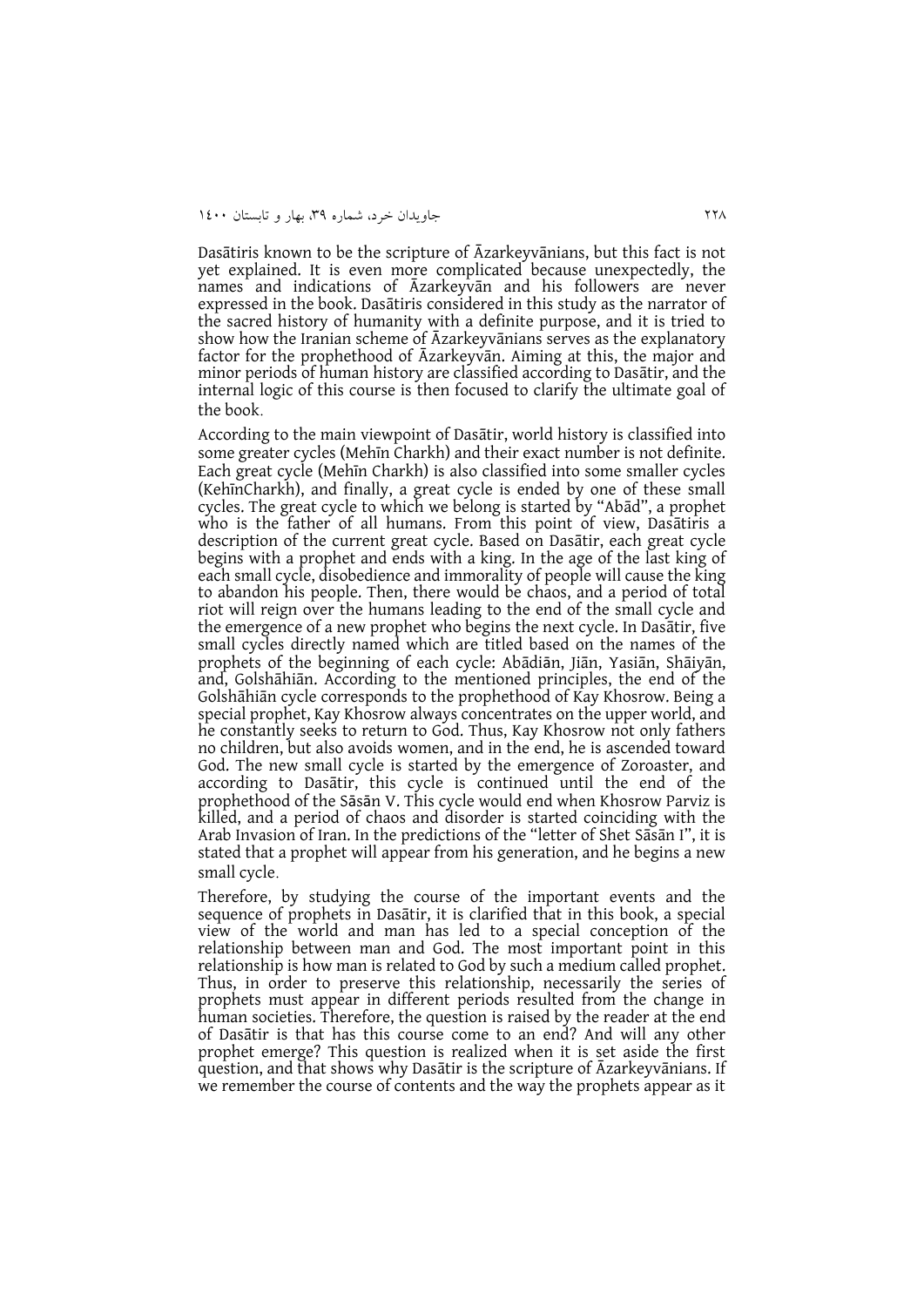Dasātiris known to be the scripture of Āzarkeyvānians, but this fact is not yet explained. It is even more complicated because unexpectedly, the names and indications of Āzarkeyvān and his followers are never expressed in the book. Dasātiris considered in this study as the narrator of the sacred history of humanity with a definite purpose, and it is tried to show how the Iranian scheme of Āzarkeyvānians serves as the explanatory factor for the prophethood of Āzarkeyvān. Aiming at this, the major and minor periods of human history are classified according to Dasātir, and the internal logic of this course is then focused to clarify the ultimate goal of the book.

According to the main viewpoint of Dasātir, world history is classified into some greater cycles (Mehīn Charkh) and their exact number is not definite. Each great cycle (Mehīn Charkh) is also classified into some smaller cycles (KehīnCharkh), and finally, a great cycle is ended by one of these small cycles. The great cycle to which we belong is started by "Abād", a prophet who is the father of all humans. From this point of view, Dasātiris a description of the current great cycle. Based on Dasātir, each great cycle begins with a prophet and ends with a king. In the age of the last king of each small cycle, disobedience and immorality of people will cause the king to abandon his people. Then, there would be chaos, and a period of total riot will reign over the humans leading to the end of the small cycle and the emergence of a new prophet who begins the next cycle. In Dasātir, five small cycles directly named which are titled based on the names of the prophets of the beginning of each cycle: Abādiān, Jiān, Yasiān, Shāiyān, and, Golshāhiān. According to the mentioned principles, the end of the Golshāhiān cycle corresponds to the prophethood of Kay Khosrow. Being a special prophet, Kay Khosrow always concentrates on the upper world, and he constantly seeks to return to God. Thus, Kay Khosrow not only fathers no children, but also avoids women, and in the end, he is ascended toward God. The new small cycle is started by the emergence of Zoroaster, and according to Dasātir, this cycle is continued until the end of the prophethood of the Sāsān V. This cycle would end when Khosrow Parviz is killed, and a period of chaos and disorder is started coinciding with the Arab Invasion of Iran. In the predictions of the "letter of Shet Sāsān I", it is stated that a prophet will appear from his generation, and he begins a new small cycle.

Therefore, by studying the course of the important events and the sequence of prophets in Dasātir, it is clarified that in this book, a special view of the world and man has led to a special conception of the relationship between man and God. The most important point in this relationship is how man is related to God by such a medium called prophet. Thus, in order to preserve this relationship, necessarily the series of prophets must appear in different periods resulted from the change in human societies. Therefore, the question is raised by the reader at the end of Dasātir is that has this course come to an end? And will any other prophet emerge? This question is realized when it is set aside the first question, and that shows why Dasātir is the scripture of Āzarkeyvānians. If we remember the course of contents and the way the prophets appear as it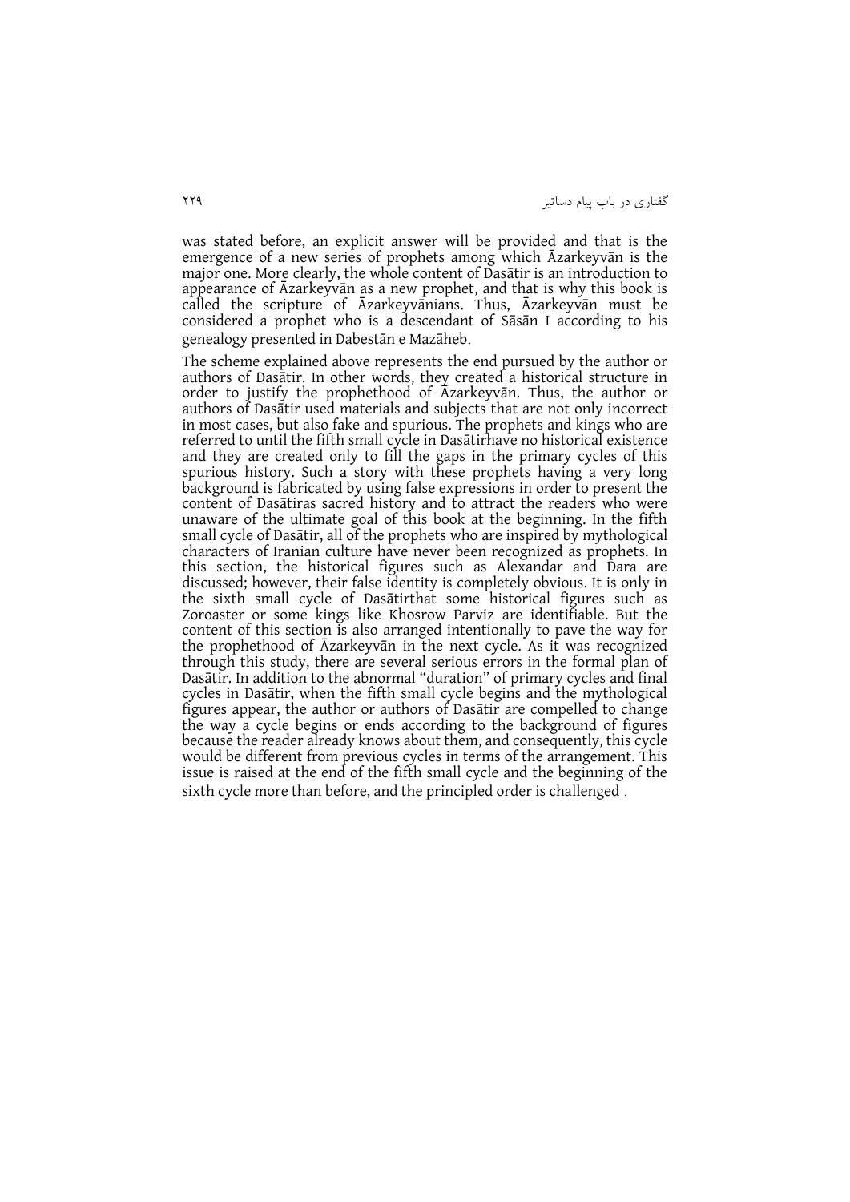was stated before, an explicit answer will be provided and that is the emergence of a new series of prophets among which Āzarkeyvān is the major one. More clearly, the whole content of Dasātir is an introduction to appearance of Āzarkeyvān as a new prophet, and that is why this book is called the scripture of Āzarkeyvānians. Thus, Āzarkeyvān must be considered a prophet who is a descendant of Sāsān I according to his genealogy presented in Dabestān e Mazāheb.

The scheme explained above represents the end pursued by the author or authors of Dasātir. In other words, they created a historical structure in order to justify the prophethood of Āzarkeyvān. Thus, the author or authors of Dasātir used materials and subjects that are not only incorrect in most cases, but also fake and spurious. The prophets and kings who are referred to until the fifth small cycle in Dasātirhave no historical existence and they are created only to fill the gaps in the primary cycles of this spurious history. Such a story with these prophets having a very long background is fabricated by using false expressions in order to present the content of Dasātiras sacred history and to attract the readers who were unaware of the ultimate goal of this book at the beginning. In the fifth small cycle of Dasātir, all of the prophets who are inspired by mythological characters of Iranian culture have never been recognized as prophets. In this section, the historical figures such as Alexandar and Dara are discussed; however, their false identity is completely obvious. It is only in the sixth small cycle of Dasātirthat some historical figures such as Zoroaster or some kings like Khosrow Parviz are identifiable. But the content of this section is also arranged intentionally to pave the way for the prophethood of Āzarkeyvān in the next cycle. As it was recognized through this study, there are several serious errors in the formal plan of Dasātir. In addition to the abnormal "duration" of primary cycles and final cycles in Dasātir, when the fifth small cycle begins and the mythological figures appear, the author or authors of Dasātir are compelled to change the way a cycle begins or ends according to the background of figures because the reader already knows about them, and consequently, this cycle would be different from previous cycles in terms of the arrangement. This issue is raised at the end of the fifth small cycle and the beginning of the sixth cycle more than before, and the principled order is challenged .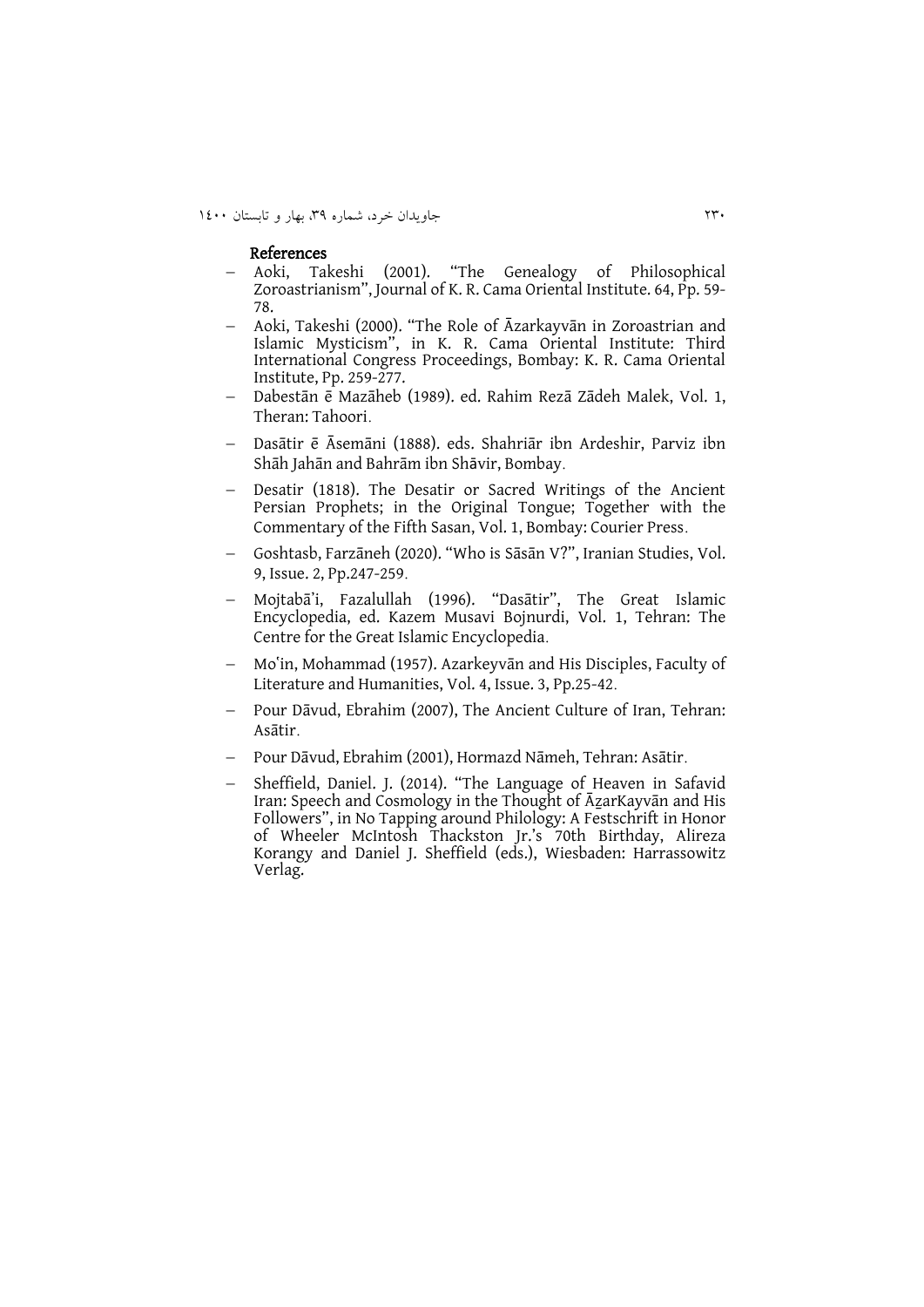## References

- Aoki, Takeshi (2001). "The Genealogy of Philosophical Zoroastrianism", Journal of K. R. Cama Oriental Institute. 64, Pp. 59-78.
- Aoki, Takeshi (2000). "The Role of Āzarkayvān in Zoroastrian and Islamic Mysticism", in K. R. Cama Oriental Institute: Third International Congress Proceedings, Bombay: K. R. Cama Oriental Institute, Pp. 259-277.
- Dabestān ē Mazāheb (1989). ed. Rahim Rezā Zādeh Malek, Vol. 1, Theran: Tahoori.
- Dasātir ē Āsemāni (1888). eds. Shahriār ibn Ardeshir, Parviz ibn Shāh Jahān and Bahrām ibn Shāvir, Bombay.
- Desatir (1818). The Desatir or Sacred Writings of the Ancient Persian Prophets; in the Original Tongue; Together with the Commentary of the Fifth Sasan, Vol. 1, Bombay: Courier Press.
- Goshtasb, Farzāneh (2020). "Who is Sāsān V?", Iranian Studies, Vol. 9, Issue. 2, Pp.247-259.
- Mojtabā'i, Fazalullah (1996). "Dasātir", The Great Islamic Encyclopedia, ed. Kazem Musavi Bojnurdi, Vol. 1, Tehran: The Centre for the Great Islamic Encyclopedia.
- Moʿin, Mohammad (1957). Azarkeyvān and His Disciples, Faculty of Literature and Humanities, Vol. 4, Issue. 3, Pp.25-42.
- Pour Dāvud, Ebrahim (2007), The Ancient Culture of Iran, Tehran: Asātir.
- Pour Dāvud, Ebrahim (2001), Hormazd Nāmeh, Tehran: Asātir.
- Sheffield, Daniel. J. (2014). "The Language of Heaven in Safavid Iran: Speech and Cosmology in the Thought of ĀẓarKayvān and His Followers", in No Tapping around Philology: A Festschrift in Honor of Wheeler McIntosh Thackston Jr.'s 70th Birthday, Alireza Korangy and Daniel J. Sheffield (eds.), Wiesbaden: Harrassowitz Verlag.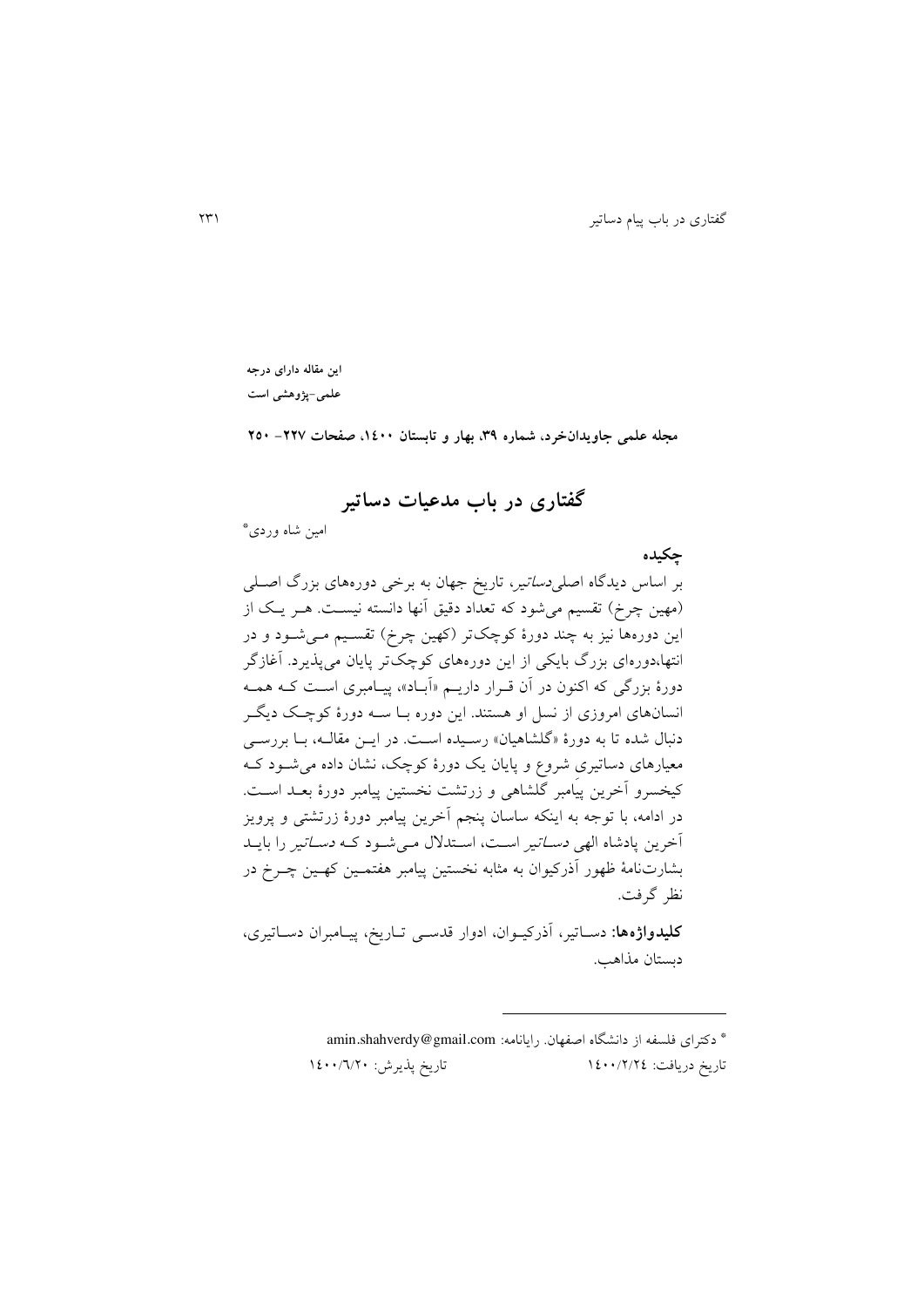**این مقاله دارای درجه علمی-پژوهشی است**

**مجله علمی جاویدان‌خرد، شماره ۳۹، بهار و تابستان ۱۴۰۰، صفحات ۲۲۷- ۲۵۰**

# گفتاری در باب مدعیات دساتیر

امین شاه وردی*

## چکیده

بر اساس دیدگاه اصلی *دساتیر*، تاریخ جهان به برخی دوره‌های بزرگ اصلی (مهین چرخ) تقسیم می‌شود که تعداد دقیق آنها دانسته نیست. هر یک از این دوره‌ها نیز به چند دورهٔ کوچک‌تر (کهین چرخ) تقسیم می‌شود و در انتها،دوره‌ای بزرگ بایکی از این دوره‌های کوچک‌تر پایان می‌پذیرد. آغازگر دورهٔ بزرگی که اکنون در آن قرار داریم «آباد»، پیامبری است که همه انسان‌های امروزی از نسل او هستند. این دوره با سه دورهٔ کوچک دیگر دنبال شده تا به دورهٔ «گلشاهیان» رسیده است. در این مقاله، با بررسی معیارهای دساتیریِ شروع و پایان یک دورهٔ کوچک، نشان داده می‌شود که کیخسرو آخرین پیامبر گلشاهی و زرتشت نخستین پیامبر دورهٔ بعد است. در ادامه، با توجه به اینکه ساسان پنجم آخرین پیامبر دورهٔ زرتشتی و پرویز آخرین پادشاه الهی *دساتیر* است، استدلال می‌شود که *دساتیر* را باید بشارت‌نامهٔ ظهور آذرکیوان به مثابه نخستین پیامبر هفتمین کهین چرخ در نظر گرفت.

**کلیدواژه‌ها:** دساتیر، آذرکیوان، ادوار قدسی تاریخ، پیامبران دساتیری، دبستان مذاهب.

---

* دکترای فلسفه از دانشگاه اصفهان. رایانامه: amin.shahverdy@gmail.com

تاریخ دریافت: ۱۴۰۰/۲/۲۴ تاریخ پذیرش: ۱۴۰۰/۶/۲۰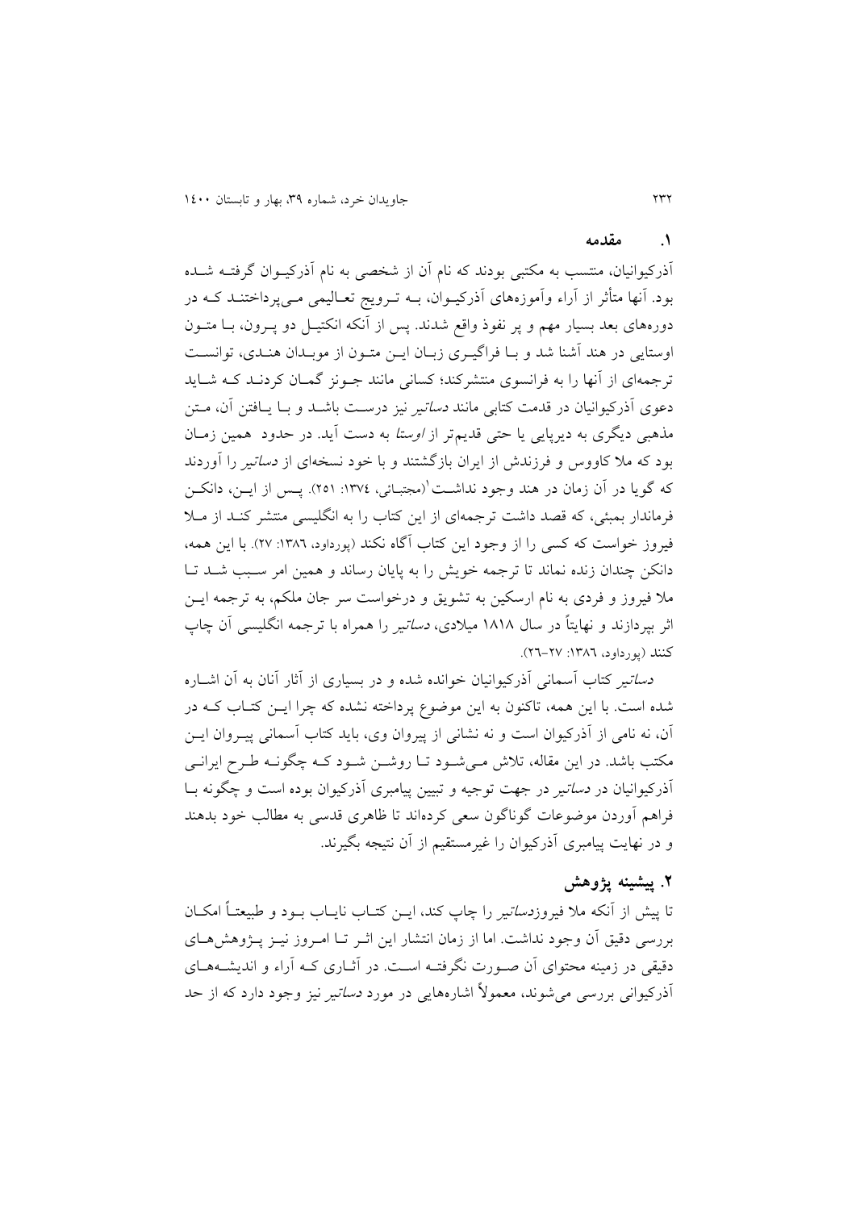## ۱. مقدمه

آذرکیوانیان، منتسب به مکتبی بودند که نام آن از شخصی به نام آذرکیوان گرفته شده بود. آنها متأثر از آراء وآموزه‌های آذرکیوان، به ترویج تعالیمی می‌پرداختند که در دوره‌های بعد بسیار مهم و پر نفوذ واقع شدند. پس از آنکه انکتیل دو پرون، با متون اوستایی در هند آشنا شد و با فراگیری زبان این متون از موبدان هندی، توانست ترجمه‌ای از آنها را به فرانسوی منتشرکند؛ کسانی مانند جونز گمان کردند که شاید دعوی آذرکیوانیان در قدمت کتابی مانند *دساتیر* نیز درست باشد و با یافتن آن، متن مذهبی دیگری به دیرپایی یا حتی قدیم‌تر از *اوستا* به دست آید. در حدود همین زمان بود که ملا کاووس و فرزندش از ایران بازگشتند و با خود نسخه‌ای از *دساتیر* را آوردند که گویا در آن زمان در هند وجود نداشت[۱] (مجتبائی، ۱۳۷٤: ۲۵۱). پس از این، دانکن فرماندار بمبئی، که قصد داشت ترجمه‌ای از این کتاب را به انگلیسی منتشر کند از ملا فیروز خواست که کسی را از وجود این کتاب آگاه نکند (پورداود، ۱۳۸٦: ۲۷). با این همه، دانکن چندان زنده نماند تا ترجمه خویش را به پایان رساند و همین امر سبب شد تا ملا فیروز و فردی به نام ارسکین به تشویق و درخواست سر جان ملکم، به ترجمه این اثر بپردازند و نهایتاً در سال ۱۸۱۸ میلادی، *دساتیر* را همراه با ترجمه انگلیسی آن چاپ کنند (پورداود، ۱۳۸٦: ۲۷-۲٦).

*دساتیر* کتاب آسمانی آذرکیوانیان خوانده شده و در بسیاری از آثار آنان به آن اشاره شده است. با این همه، تاکنون به این موضوع پرداخته نشده که چرا این کتاب که در آن، نه نامی از آذرکیوان است و نه نشانی از پیروان وی، باید کتاب آسمانی پیروان این مکتب باشد. در این مقاله، تلاش می‌شود تا روشن شود که چگونه طرح ایرانی آذرکیوانیان در *دساتیر* در جهت توجیه و تبیین پیامبری آذرکیوان بوده است و چگونه با فراهم آوردن موضوعات گوناگون سعی کرده‌اند تا ظاهری قدسی به مطالب خود بدهند و در نهایت پیامبری آذرکیوان را غیرمستقیم از آن نتیجه بگیرند.

## ۲. پیشینه پژوهش

تا پیش از آنکه ملا فیروز*دساتیر* را چاپ کند، این کتاب نایاب بود و طبیعتاً امکان بررسی دقیق آن وجود نداشت. اما از زمان انتشار این اثر تا امروز نیز پژوهش‌های دقیقی در زمینه محتوای آن صورت نگرفته است. در آثاری که آراء و اندیشه‌های آذرکیوانی بررسی می‌شوند، معمولاً اشاره‌هایی در مورد *دساتیر* نیز وجود دارد که از حد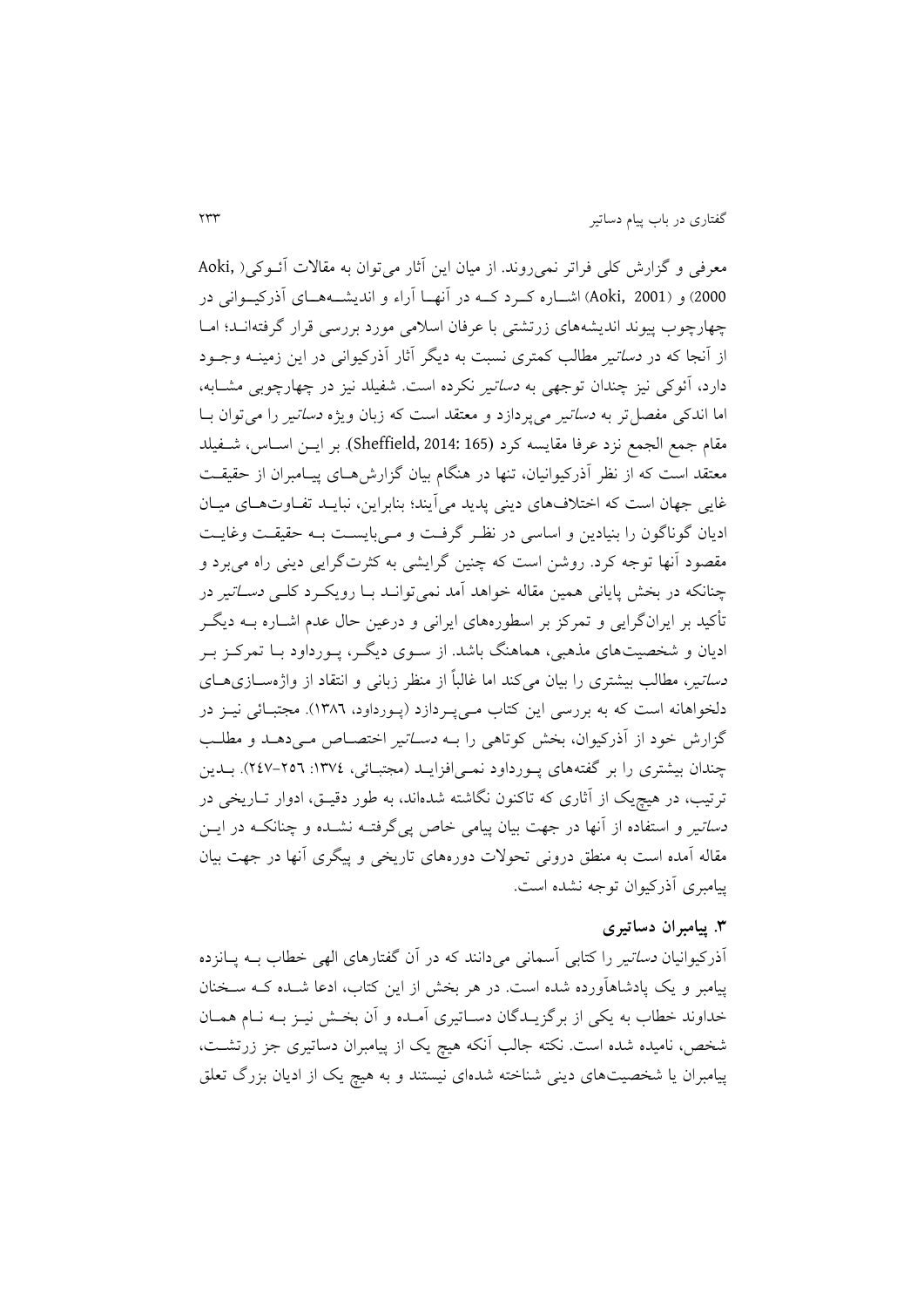معرفی و گزارش کلی فراتر نمی‌روند. از میان این آثار می‌توان به مقالات آئوکی( Aoki, 2000) و (Aoki, 2001) اشاره کرد که در آنها آراء و اندیشه‌های آذرکیوانی در چهارچوب پیوند اندیشه‌های زرتشتی با عرفان اسلامی مورد بررسی قرار گرفته‌اند؛ اما از آنجا که در *دساتیر* مطالب کمتری نسبت به دیگر آثار آذرکیوانی در این زمینه وجود دارد، آئوکی نیز چندان توجهی به *دساتیر* نکرده است. شفیلد نیز در چهارچوبی مشابه، اما اندکی مفصل‌تر به *دساتیر* می‌پردازد و معتقد است که زبان ویژه *دساتیر* را می‌توان با مقام جمع الجمع نزد عرفا مقایسه کرد (Sheffield, 2014: 165). بر این اساس، شفیلد معتقد است که از نظر آذرکیوانیان، تنها در هنگام بیان گزارش‌های پیامبران از حقیقت غایی جهان است که اختلاف‌های دینی پدید می‌آیند؛ بنابراین، نباید تفاوت‌های میان ادیان گوناگون را بنیادین و اساسی در نظر گرفت و می‌بایست به حقیقت وغایت مقصود آنها توجه کرد. روشن است که چنین گرایشی به کثرت‌گرایی دینی راه می‌برد و چنانکه در بخش پایانی همین مقاله خواهد آمد نمی‌تواند با رویکرد کلی *دساتیر* در تأکید بر ایران‌گرایی و تمرکز بر اسطوره‌های ایرانی و درعین حال عدم اشاره به دیگر ادیان و شخصیت‌های مذهبی، هماهنگ باشد. از سوی دیگر، پورداود با تمرکز بر *دساتیر*، مطالب بیشتری را بیان می‌کند اما غالباً از منظر زبانی و انتقاد از واژه‌سازی‌های دلخواهانه است که به بررسی این کتاب می‌پردازد (پورداود، ۱۳۸۶). مجتبائی نیز در گزارش خود از آذرکیوان، بخش کوتاهی را به *دساتیر* اختصاص می‌دهد و مطلب چندان بیشتری را بر گفته‌های پورداود نمی‌افزاید (مجتبائی، ۱۳۷٤: ۲٥٦-۲٤۷). بدین ترتیب، در هیچ‌یک از آثاری که تاکنون نگاشته شده‌اند، به طور دقیق، ادوار تاریخی در *دساتیر* و استفاده از آنها در جهت بیان پیامی خاص پی‌گرفته نشده و چنانکه در این مقاله آمده است به منطق درونی تحولات دوره‌های تاریخی و پیگری آنها در جهت بیان پیامبری آذرکیوان توجه نشده است.

### ۳. پیامبران دساتیری

آذرکیوانیان *دساتیر* را کتابی آسمانی می‌دانند که در آن گفتارهای الهی خطاب به پانزده پیامبر و یک پادشاه‌آورده شده است. در هر بخش از این کتاب، ادعا شده که سخنان خداوند خطاب به یکی از برگزیدگان دساتیری آمده و آن بخش نیز به نام همان شخص، نامیده شده است. نکته جالب آنکه هیچ یک از پیامبران دساتیری جز زرتشت، پیامبران یا شخصیت‌های دینی شناخته شده‌ای نیستند و به هیچ یک از ادیان بزرگ تعلق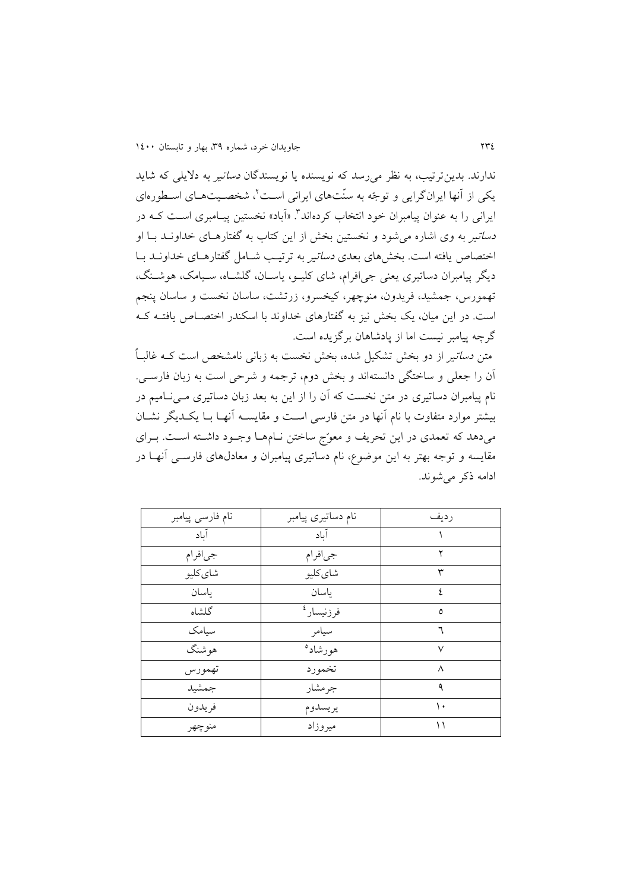ندارند. بدین‌ترتیب، به نظر می‌رسد که نویسنده یا نویسندگان *دساتیر* به دلایلی که شاید یکی از آنها ایران‌گرایی و توجّه به سنّت‌های ایرانی است[2]، شخصیت‌های اسطوره‌ای ایرانی را به عنوان پیامبران خود انتخاب کرده‌اند[3]. «آباد» نخستین پیامبری است که در *دساتیر* به وی اشاره می‌شود و نخستین بخش از این کتاب به گفتارهای خداوند با او اختصاص یافته است. بخش‌های بعدی *دساتیر* به ترتیب شامل گفتارهای خداوند با دیگر پیامبران دساتیری یعنی جی‌افرام، شای کلیو، یاسان، گلشاه، سیامک، هوشنگ، تهمورس، جمشید، فریدون، منوچهر، کیخسرو، زرتشت، ساسان نخست و ساسان پنجم است. در این میان، یک بخش نیز به گفتارهای خداوند با اسکندر اختصاص یافته که گرچه پیامبر نیست اما از پادشاهان برگزیده است.

متن *دساتیر* از دو بخش تشکیل شده، بخش نخست به زبانی نامشخص است که غالباً آن را جعلی و ساختگی دانسته‌اند و بخش دوم، ترجمه و شرحی است به زبان فارسی. نام پیامبران دساتیری در متن نخست که آن را از این به بعد زبان دساتیری می‌نامیم در بیشتر موارد متفاوت با نام آنها در متن فارسی است و مقایسه آنها با یکدیگر نشان می‌دهد که تعمدی در این تحریف و معوّج ساختن نام‌ها وجود داشته است. برای مقایسه و توجه بهتر به این موضوع، نام دساتیری پیامبران و معادل‌های فارسی آنها در ادامه ذکر می‌شوند.

| ردیف | نام دساتیری پیامبر | نام فارسی پیامبر |
|---|---|---|
| ۱ | آباد | آباد |
| ۲ | جی‌افرام | جی‌افرام |
| ۳ | شای‌کلیو | شای‌کلیو |
| ۴ | یاسان | یاسان |
| ۵ | فرزنیسار[4] | گلشاه |
| ۶ | سیامر | سیامک |
| ۷ | هورشاد[5] | هوشنگ |
| ۸ | تخمورد | تهمورس |
| ۹ | جرمشار | جمشید |
| ۱۰ | پریسدوم | فریدون |
| ۱۱ | میروزاد | منوچهر |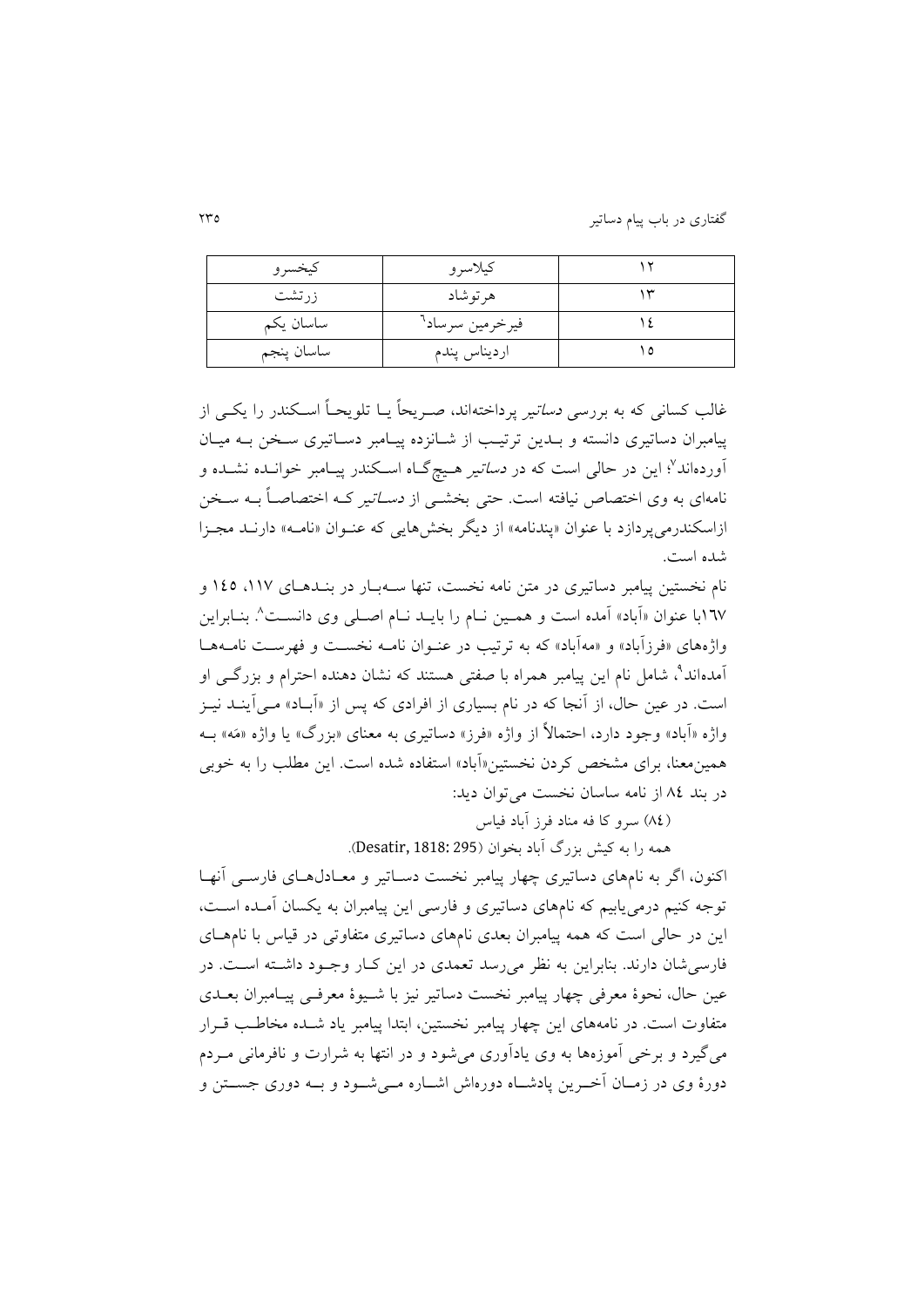| | | |
|---|---|---|
| ۱۲ | کیلاسرو | کیخسرو |
| ۱۳ | هرتوشاد | زرتشت |
| ۱۴ | فیرخرمین سرساد[6] | ساسان یکم |
| ۱۵ | ادریناس پندم | ساسان پنجم |

غالب کسانی که به بررسی *دساتیر* پرداخته‌اند، صریحاً یا تلویحاً اسکندر را یکی از پیامبران دساتیری دانسته و بدین ترتیب از شانزده پیامبر دساتیری سخن به میان آورده‌اند[7]؛ این در حالی است که در *دساتیر* هیچ‌گاه اسکندر پیامبر خوانده نشده و نامه‌ای به وی اختصاص نیافته است. حتی بخشی از *دساتیر* که اختصاصاً به سخن ازاسکندرمی‌پردازد با عنوان «پندنامه» از دیگر بخش‌هایی که عنوان «نامه» دارند مجزا شده است.

نام نخستین پیامبر دساتیری در متن نامه نخست، تنها سه‌بار در بندهای ۱۱۷، ۱۴۵ و ۱۶۷با عنوان «آباد» آمده است و همین نام را باید نام اصلی وی دانست[8]. بنابراین واژه‌های «فرزآباد» و «مه‌آباد» که به ترتیب در عنوان نامه نخست و فهرست نامه‌ها آمده‌اند[9]، شامل نام این پیامبر همراه با صفتی هستند که نشان دهنده احترام و بزرگی او است. در عین حال، از آنجا که در نام بسیاری از افرادی که پس از «آباد» می‌آیند نیز واژه «آباد» وجود دارد، احتمالاً از واژه «فرز» دساتیری به معنای «بزرگ» یا واژه «مَه» به همین‌معنا، برای مشخص کردن نخستین«آباد» استفاده شده است. این مطلب را به خوبی در بند ۸۴ از نامه ساسان نخست می‌توان دید:

(۸۴) سرو کا فه مناد فرز آباد فیاس

همه را به کیش بزرگ آباد بخوان (Desatir, 1818: 295).

اکنون، اگر به نام‌های دساتیری چهار پیامبر نخست دساتیر و معادل‌های فارسی آنها توجه کنیم درمی‌یابیم که نام‌های دساتیری و فارسی این پیامبران به یکسان آمده است، این در حالی است که همه پیامبران بعدی نام‌های دساتیری متفاوتی در قیاس با نام‌های فارسی‌شان دارند. بنابراین به نظر می‌رسد تعمدی در این کار وجود داشته است. در عین حال، نحوۀ معرفی چهار پیامبر نخست دساتیر نیز با شیوۀ معرفی پیامبران بعدی متفاوت است. در نامه‌های این چهار پیامبر نخستین، ابتدا پیامبر یاد شده مخاطب قرار می‌گیرد و برخی آموزه‌ها به وی یادآوری می‌شود و در انتها به شرارت و نافرمانی مردم دورۀ وی در زمان آخرین پادشاه دوره‌اش اشاره می‌شود و به دوری جستن و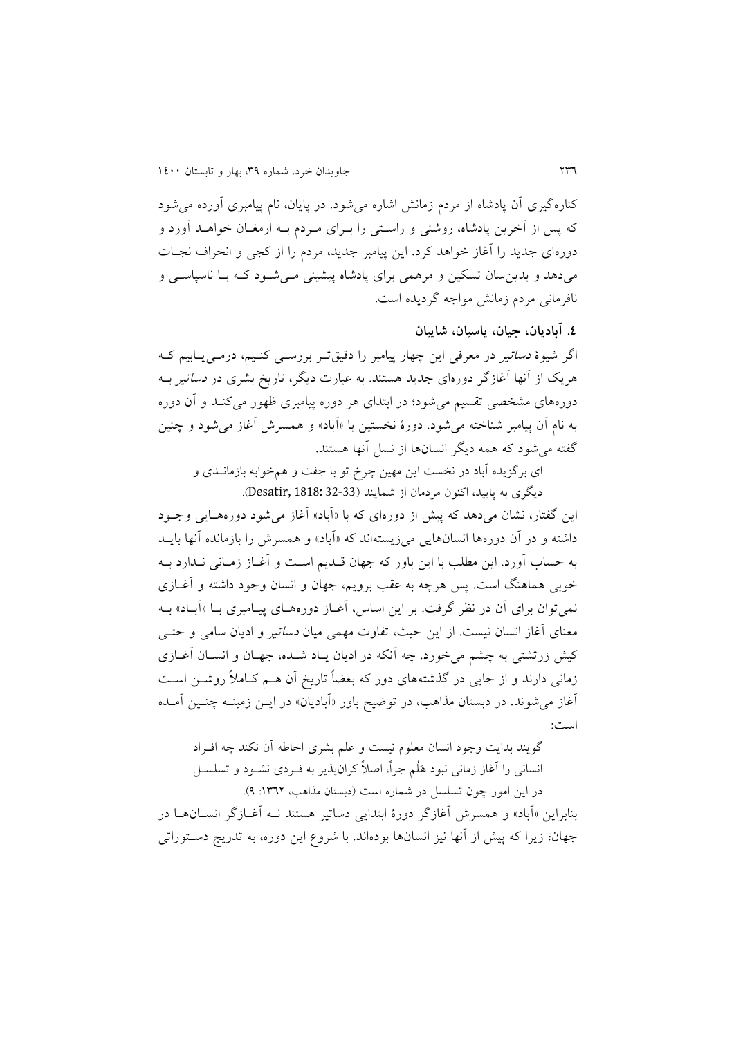کناره‌گیری آن پادشاه از مردم زمانش اشاره می‌شود. در پایان، نام پیامبری آورده می‌شود که پس از آخرین پادشاه، روشنی و راستی را برای مردم به ارمغان خواهد آورد و دوره‌ای جدید را آغاز خواهد کرد. این پیامبر جدید، مردم را از کجی و انحراف نجات می‌دهد و بدین‌سان تسکین و مرهمی برای پادشاه پیشینی می‌شود که با ناسپاسی و نافرمانی مردم زمانش مواجه گردیده است.

## ٤. آبادیان، جیان، یاسیان، شاییان

اگر شیوهٔ *دساتیر* در معرفی این چهار پیامبر را دقیق‌تر بررسی کنیم، درمی‌یابیم که هریک از آنها آغازگر دوره‌ای جدید هستند. به عبارت دیگر، تاریخ بشری در *دساتیر* به دوره‌های مشخصی تقسیم می‌شود؛ در ابتدای هر دوره پیامبری ظهور می‌کند و آن دوره به نام آن پیامبر شناخته می‌شود. دورهٔ نخستین با «آباد» و همسرش آغاز می‌شود و چنین گفته می‌شود که همه دیگر انسان‌ها از نسل آنها هستند.

> ای برگزیده آباد در نخست این مهین چرخ تو با جفت و هم‌خوابه بازماندی و دیگری به پایید، اکنون مردمان از شمایند (Desatir, 1818: 32-33).

این گفتار، نشان می‌دهد که پیش از دوره‌ای که با «آباد» آغاز می‌شود دوره‌هایی وجود داشته و در آن دوره‌ها انسان‌هایی می‌زیسته‌اند که «آباد» و همسرش را بازمانده آنها باید به حساب آورد. این مطلب با این باور که جهان قدیم است و آغاز زمانی ندارد به خوبی هماهنگ است. پس هرچه به عقب برویم، جهان و انسان وجود داشته و آغازی نمی‌توان برای آن در نظر گرفت. بر این اساس، آغاز دوره‌های پیامبری با «آباد» به معنای آغاز انسان نیست. از این حیث، تفاوت مهمی میان *دساتیر* و ادیان سامی و حتی کیش زرتشتی به چشم می‌خورد. چه آنکه در ادیان یاد شده، جهان و انسان آغازی زمانی دارند و از جایی در گذشته‌های دور که بعضاً تاریخ آن هم کاملاً روشن است آغاز می‌شوند. در دبستان مذاهب، در توضیح باور «آبادیان» در این زمینه چنین آمده است:

> گویند بدایت وجود انسان معلوم نیست و علم بشری احاطه آن نکند چه افراد انسانی را آغاز زمانی نبود هَلُم جراً، اصلاً کران‌پذیر به فردی نشود و تسلسل در این امور چون تسلسل در شماره است (دبستان مذاهب، ١٣٦٢: ٩).

بنابراین «آباد» و همسرش آغازگر دورهٔ ابتدایی دساتیر هستند نه آغازگر انسان‌ها در جهان؛ زیرا که پیش از آنها نیز انسان‌ها بوده‌اند. با شروع این دوره، به تدریج دستوراتی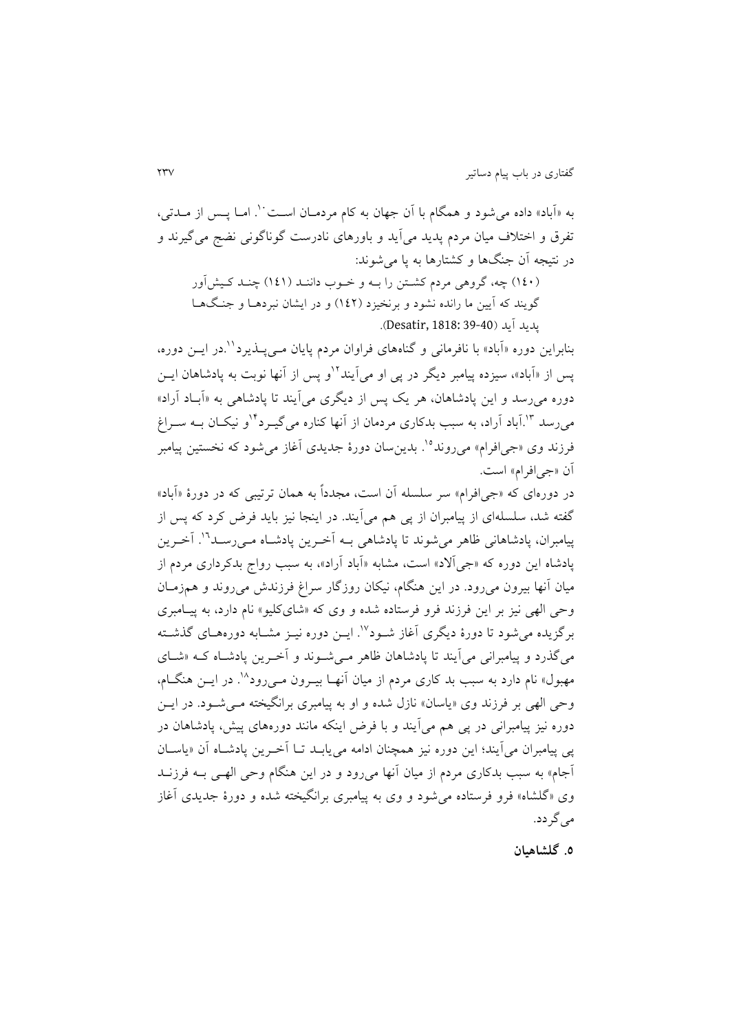به «آباد» داده می‌شود و همگام با آن جهان به کام مردمـان اسـت[10]. امـا پـس از مـدتی، تفرق و اختلاف میان مردم پدید می‌آید و باورهای نادرست گوناگونی نضج می‌گیرند و در نتیجه آن جنگ‌ها و کشتارها به پا می‌شوند:

> (۱۴۰) چه، گروهی مردم کشـتن را بـه و خـوب داننـد (۱۴۱) چنـد کـیش‌آور گویند که آیین ما رانده نشود و برنخیزد (۱۴۲) و در ایشان نبردهـا و جنـگ‌هـا پدید آید (Desatir, 1818: 39-40).

بنابراین دوره «آباد» با نافرمانی و گناه‌های فراوان مردم پایان مـی‌پـذیرد[11].در ایـن دوره، پس از «آباد»، سیزده پیامبر دیگر در پی او می‌آیند[12]و پس از آنها نوبت به پادشاهان ایـن دوره می‌رسد و این پادشاهان، هر یک پس از دیگری می‌آیند تا پادشاهی به «آبـاد آراد» می‌رسد [13].آباد آراد، به سبب بدکاری مردمان از آنها کناره می‌گیـرد[14]و نیکـان بـه سـراغ فرزند وی «جی‌افرام» می‌روند[15]. بدین‌سان دورهٔ جدیدی آغاز می‌شود که نخستین پیامبر آن «جی‌افرام» است.

در دوره‌ای که «جی‌افرام» سر سلسله آن است، مجدداً به همان ترتیبی که در دورهٔ «آباد» گفته شد، سلسله‌ای از پیامبران از پی هم می‌آیند. در اینجا نیز باید فرض کرد که پس از پیامبران، پادشاهانی ظاهر می‌شوند تا پادشاهی بـه آخـرین پادشـاه مـی‌رسـد[16]. آخـرین پادشاه این دوره که «جی‌آلاد» است، مشابه «آباد آراد»، به سبب رواج بدکرداری مردم از میان آنها بیرون می‌رود. در این هنگام، نیکان روزگار سراغ فرزندش می‌روند و همزمـان وحی الهی نیز بر این فرزند فرو فرستاده شده و وی که «شای‌کلیو» نام دارد، به پیـامبری برگزیده می‌شود تا دورهٔ دیگری آغاز شـود[17]. ایـن دوره نیـز مشـابه دوره‌هـای گذشـته می‌گذرد و پیامبرانی می‌آیند تا پادشاهان ظاهر مـی‌شـوند و آخـرین پادشـاه کـه «شـای مهبول» نام دارد به سبب بد کاری مردم از میان آنهـا بیـرون مـی‌رود[18]. در ایـن هنگـام، وحی الهی بر فرزند وی «یاسان» نازل شده و او به پیامبری برانگیخته مـی‌شـود. در ایـن دوره نیز پیامبرانی در پی هم می‌آیند و با فرض اینکه مانند دوره‌های پیش، پادشاهان در پی پیامبران می‌آیند؛ این دوره نیز همچنان ادامه می‌یابـد تـا آخـرین پادشـاه آن «یاسـان آجام» به سبب بدکاری مردم از میان آنها می‌رود و در این هنگام وحی الهـی بـه فرزنـد وی «گلشاه» فرو فرستاده می‌شود و وی به پیامبری برانگیخته شده و دورهٔ جدیدی آغاز می‌گردد.

## ۵. گلشاهیان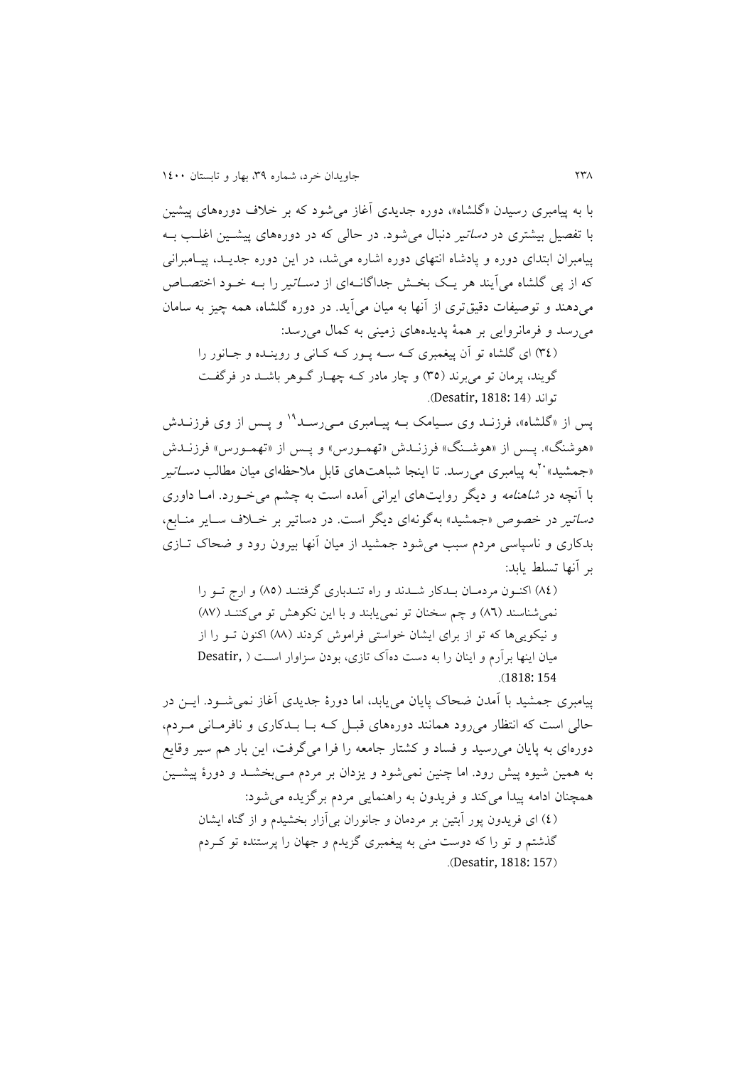با به پیامبری رسیدن «گلشاه»، دوره جدیدی آغاز می‌شود که بر خلاف دوره‌های پیشین با تفصیل بیشتری در *دساتیر* دنبال می‌شود. در حالی که در دوره‌های پیشین اغلب به پیامبران ابتدای دوره و پادشاه انتهای دوره اشاره می‌شد، در این دوره جدید، پیامبرانی که از پی گلشاه می‌آیند هر یک بخش جداگانه‌ای از *دساتیر* را به خود اختصاص می‌دهند و توصیفات دقیق‌تری از آنها به میان می‌آید. در دوره گلشاه، همه چیز به سامان می‌رسد و فرمانروایی بر همهٔ پدیده‌های زمینی به کمال می‌رسد:

> (٣٤) ای گلشاه تو آن پیغمبری که سه پور که کانی و روینده و جانور را گویند، پرمان تو می‌برند (٣٥) و چار مادر که چهار گوهر باشد در فرگفت تواند (Desatir, 1818: 14).

پس از «گلشاه»، فرزند وی سیامک به پیامبری می‌رسد[19] و پس از وی فرزندش «هوشنگ». پس از «هوشنگ» فرزندش «تهمورس» و پس از «تهمورس» فرزندش «جمشید»[20] به پیامبری می‌رسد. تا اینجا شباهت‌های قابل ملاحظه‌ای میان مطالب *دساتیر* با آنچه در *شاهنامه* و دیگر روایت‌های ایرانی آمده است به چشم می‌خورد. اما داوری *دساتیر* در خصوص «جمشید» به‌گونه‌ای دیگر است. در دساتیر بر خلاف سایر منابع، بدکاری و ناسپاسی مردم سبب می‌شود جمشید از میان آنها بیرون رود و ضحاک تازی بر آنها تسلط یابد:

> (٨٤) اکنون مردمان بدکار شدند و راه تندباری گرفتند (٨٥) و ارج تو را نمی‌شناسند (٨٦) و چم سخنان تو نمی‌یابند و با این نکوهش تو می‌کنند (٨٧) و نیکویی‌ها که تو از برای ایشان خواستی فراموش کردند (٨٨) اکنون تو را از میان اینها برآرم و اینان را به دست ده‌آک تازی، بودن سزاوار است (Desatir, 1818: 154).

پیامبری جمشید با آمدن ضحاک پایان می‌یابد، اما دورهٔ جدیدی آغاز نمی‌شود. این در حالی است که انتظار می‌رود همانند دوره‌های قبل که با بدکاری و نافرمانی مردم، دوره‌ای به پایان می‌رسید و فساد و کشتار جامعه را فرا می‌گرفت، این بار هم سیر وقایع به همین شیوه پیش رود. اما چنین نمی‌شود و یزدان بر مردم می‌بخشد و دورهٔ پیشین همچنان ادامه پیدا می‌کند و فریدون به راهنمایی مردم برگزیده می‌شود:

> (٤) ای فریدون پور آبتین بر مردمان و جانوران بی‌آزار بخشیدم و از گناه ایشان گذشتم و تو را که دوست منی به پیغمبری گزیدم و جهان را پرستنده تو کردم (Desatir, 1818: 157).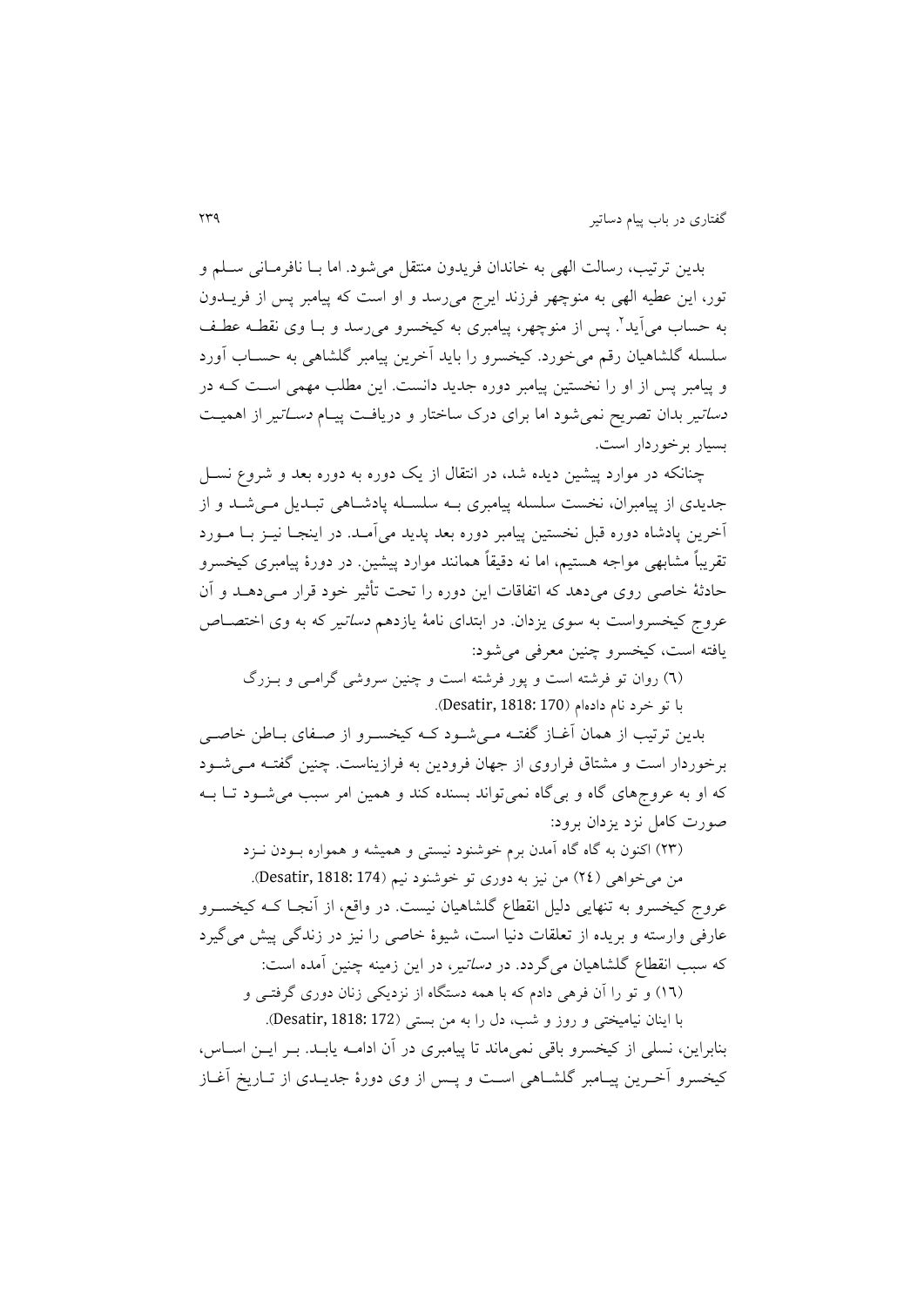بدین ترتیب، رسالت الهی به خاندان فریدون منتقل می‌شود. اما بـا نافرمـانی سـلم و تور، این عطیه الهی به منوچهر فرزند ایرج می‌رسد و او است که پیامبر پس از فریـدون به حساب می‌آید[۲]. پس از منوچهر، پیامبری به کیخسرو می‌رسد و بـا وی نقطـه عطـف سلسله گلشاهیان رقم می‌خورد. کیخسرو را باید آخرین پیامبر گلشاهی به حسـاب آورد و پیامبر پس از او را نخستین پیامبر دوره جدید دانست. این مطلب مهمی اسـت کـه در *دساتیر* بدان تصریح نمی‌شود اما برای درک ساختار و دریافـت پیـام *دساتیر* از اهمیـت بسیار برخوردار است.

چنانکه در موارد پیشین دیده شد، در انتقال از یک دوره به دوره بعد و شروع نسـل جدیدی از پیامبران، نخست سلسله پیامبری بـه سلسـله پادشـاهی تبـدیل مـی‌شـد و از آخرین پادشاه دوره قبل نخستین پیامبر دوره بعد پدید می‌آمـد. در اینجـا نیـز بـا مـورد تقریباً مشابهی مواجه هستیم، اما نه دقیقاً همانند موارد پیشین. در دورۀ پیامبری کیخسرو حادثۀ خاصی روی می‌دهد که اتفاقات این دوره را تحت تأثیر خود قرار مـی‌دهـد و آن عروج کیخسرواست به سوی یزدان. در ابتدای نامۀ یازدهم *دساتیر* که به وی اختصـاص یافته است، کیخسرو چنین معرفی می‌شود:

(۶) روان تو فرشته است و پور فرشته است و چنین سروشی گرامـی و بـزرگ با تو خرد نام داده‌ام (Desatir, 1818: 170).

بدین ترتیب از همان آغـاز گفتـه مـی‌شـود کـه کیخسـرو از صـفای بـاطن خاصـی برخوردار است و مشتاق فراروی از جهان فرودین به فرازیناست. چنین گفتـه مـی‌شـود که او به عروج‌های گاه و بی‌گاه نمی‌تواند بسنده کند و همین امر سبب می‌شـود تـا بـه صورت کامل نزد یزدان برود:

(۲۳) اکنون به گاه گاه آمدن برم خوشنود نیستی و همیشه و همواره بـودن نـزد من می‌خواهی (۲۴) من نیز به دوری تو خوشنود نیم (Desatir, 1818: 174).

عروج کیخسرو به تنهایی دلیل انقطاع گلشاهیان نیست. در واقع، از آنجـا کـه کیخسـرو عارفی وارسته و بریده از تعلقات دنیا است، شیوۀ خاصی را نیز در زندگی پیش می‌گیرد که سبب انقطاع گلشاهیان می‌گردد. در *دساتیر*، در این زمینه چنین آمده است:

(۱۶) و تو را آن فرهی دادم که با همه دستگاه از نزدیکی زنان دوری گرفتـی و با اینان نیامیختی و روز و شب، دل را به من بستی (Desatir, 1818: 172).

بنابراین، نسلی از کیخسرو باقی نمی‌ماند تا پیامبری در آن ادامـه یابـد. بـر ایـن اسـاس، کیخسرو آخـرین پیـامبر گلشـاهی اسـت و پـس از وی دورۀ جدیـدی از تـاریخ آغـاز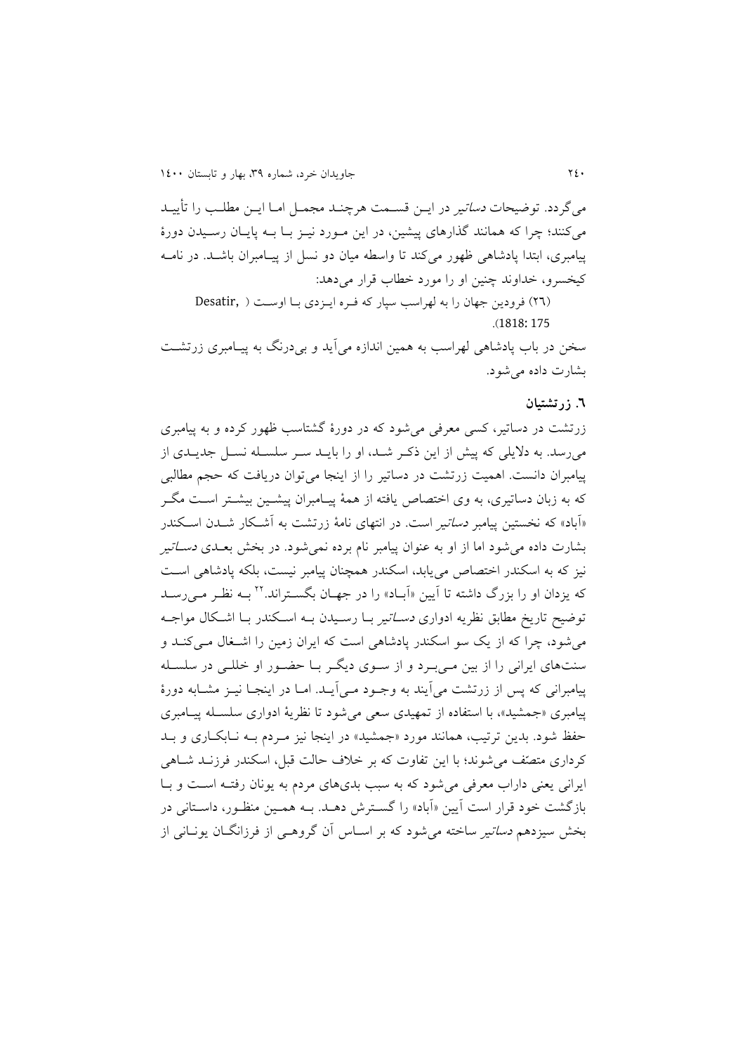می‌گردد. توضیحات *دساتیر* در ایـن قسـمت هرچنـد مجمـل امـا ایـن مطلـب را تأییـد می‌کنند؛ چرا که همانند گذارهای پیشین، در این مـورد نیـز بـا بـه پایـان رسـیدن دورهٔ پیامبری، ابتدا پادشاهی ظهور می‌کند تا واسطه میان دو نسل از پیـامبران باشـد. در نامـه کیخسرو، خداوند چنین او را مورد خطاب قرار می‌دهد:

(۲۶) فرودین جهان را به لهراسب سپار که فـره ایـزدی بـا اوسـت ( Desatir, 1818: 175).

سخن در باب پادشاهی لهراسب به همین اندازه می‌آید و بی‌درنگ به پیـامبری زرتشـت بشارت داده می‌شود.

## ۶. زرتشتیان

زرتشت در دساتیر، کسی معرفی می‌شود که در دورهٔ گشتاسب ظهور کرده و به پیامبری می‌رسد. به دلایلی که پیش از این ذکـر شـد، او را بایـد سـر سلسـله نسـل جدیـدی از پیامبران دانست. اهمیت زرتشت در دساتیر را از اینجا می‌توان دریافت که حجم مطالبی که به زبان دساتیری، به وی اختصاص یافته از همهٔ پیـامبران پیشـین بیشـتر اسـت مگـر «آباد» که نخستین پیامبر *دساتیر* است. در انتهای نامهٔ زرتشت به آشـکار شـدن اسـکندر بشارت داده می‌شود اما از او به عنوان پیامبر نام برده نمی‌شود. در بخش بعـدی *دسـاتیر* نیز که به اسکندر اختصاص می‌یابد، اسکندر همچنان پیامبر نیست، بلکه پادشاهی اسـت که یزدان او را بزرگ داشته تا آیین «آبـاد» را در جهـان بگسـتراند.[۲۲] بـه نظـر مـی‌رسـد توضیح تاریخ مطابق نظریه ادواری *دساتیر* بـا رسـیدن بـه اسـکندر بـا اشـکال مواجـه می‌شود، چرا که از یک سو اسکندر پادشاهی است که ایران زمین را اشـغال مـی‌کنـد و سنت‌های ایرانی را از بین مـی‌بـرد و از سـوی دیگـر بـا حضـور او خللـی در سلسـله پیامبرانی که پس از زرتشت می‌آیند به وجـود مـی‌آیـد. امـا در اینجـا نیـز مشـابه دورهٔ پیامبری «جمشید»، با استفاده از تمهیدی سعی می‌شود تا نظریهٔ ادواری سلسـله پیـامبری حفظ شود. بدین ترتیب، همانند مورد «جمشید» در اینجا نیز مـردم بـه نـابکـاری و بـد کرداری متصّف می‌شوند؛ با این تفاوت که بر خلاف حالت قبل، اسکندر فرزنـد شـاهی ایرانی یعنی داراب معرفی می‌شود که به سبب بدی‌های مردم به یونان رفتـه اسـت و بـا بازگشت خود قرار است آیین «آباد» را گسـترش دهـد. بـه همـین منظـور، داسـتانی در بخش سیزدهم *دساتیر* ساخته می‌شود که بر اسـاس آن گروهـی از فرزانگـان یونـانی از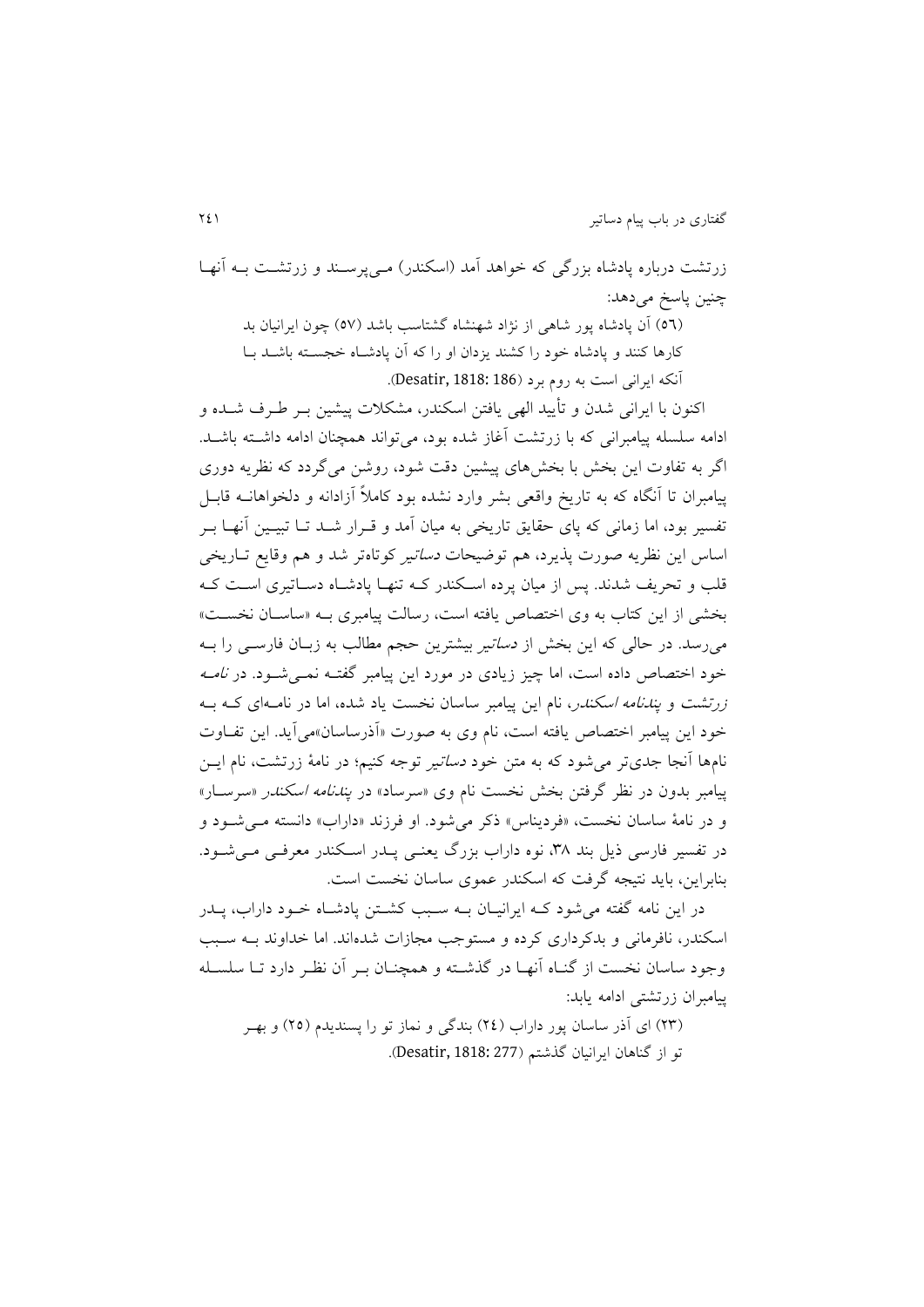زرتشت درباره پادشاه بزرگی که خواهد آمد (اسکندر) مـی‌پرسـند و زرتشـت بـه آنهـا چنین پاسخ می‌دهد:

(٥٦) آن پادشاه پور شاهی از نژاد شهنشاه گشتاسب باشد (٥٧) چون ایرانیان بد کارها کنند و پادشاه خود را کشند یزدان او را که آن پادشـاه خجسـته باشـد بـا آنکه ایرانی است به روم برد (Desatir, 1818: 186).

اکنون با ایرانی شدن و تأیید الهی یافتن اسکندر، مشکلات پیشین بـر طـرف شـده و ادامه سلسله پیامبرانی که با زرتشت آغاز شده بود، می‌تواند همچنان ادامه داشـته باشـد. اگر به تفاوت این بخش با بخش‌های پیشین دقت شود، روشن می‌گردد که نظریه دوری پیامبران تا آنگاه که به تاریخ واقعی بشر وارد نشده بود کاملاً آزادانه و دلخواهانـه قابـل تفسیر بود، اما زمانی که پای حقایق تاریخی به میان آمد و قـرار شـد تـا تبیـین آنهـا بـر اساس این نظریه صورت پذیرد، هم توضیحات *دساتیر* کوتاه‌تر شد و هم وقایع تـاریخی قلب و تحریف شدند. پس از میان پرده اسـکندر کـه تنهـا پادشـاه دسـاتیری اسـت کـه بخشی از این کتاب به وی اختصاص یافته است، رسالت پیامبری بـه «ساسـان نخسـت» می‌رسد. در حالی که این بخش از *دساتیر* بیشترین حجم مطالب به زبـان فارسـی را بـه خود اختصاص داده است، اما چیز زیادی در مورد این پیامبر گفتـه نمـی‌شـود. در *نامـه زرتشت* و *پندنامه اسکندر*، نام این پیامبر ساسان نخست یاد شده، اما در نامـه‌ای کـه بـه خود این پیامبر اختصاص یافته است، نام وی به صورت «آذرساسان»می‌آید. این تفـاوت نام‌ها آنجا جدی‌تر می‌شود که به متن خود *دساتیر* توجه کنیم؛ در نامهٔ زرتشت، نام ایـن پیامبر بدون در نظر گرفتن بخش نخست نام وی «سرساد» در *پندنامه اسکندر* «سرسـار» و در نامهٔ ساسان نخست، «فردیناس» ذکر می‌شود. او فرزند «داراب» دانسته مـی‌شـود و در تفسیر فارسی ذیل بند ٣٨، نوه داراب بزرگ یعنـی پـدر اسـکندر معرفـی مـی‌شـود. بنابراین، باید نتیجه گرفت که اسکندر عموی ساسان نخست است.

در این نامه گفته می‌شود کـه ایرانیـان بـه سـبب کشـتن پادشـاه خـود داراب، پـدر اسکندر، نافرمانی و بدکرداری کرده و مستوجب مجازات شده‌اند. اما خداوند بـه سـبب وجود ساسان نخست از گنـاه آنهـا در گذشـته و همچنـان بـر آن نظـر دارد تـا سلسـله پیامبران زرتشتی ادامه یابد:

(٢٣) ای آذر ساسان پور داراب (٢٤) بندگی و نماز تو را پسندیدم (٢٥) و بهـر تو از گناهان ایرانیان گذشتم (Desatir, 1818: 277).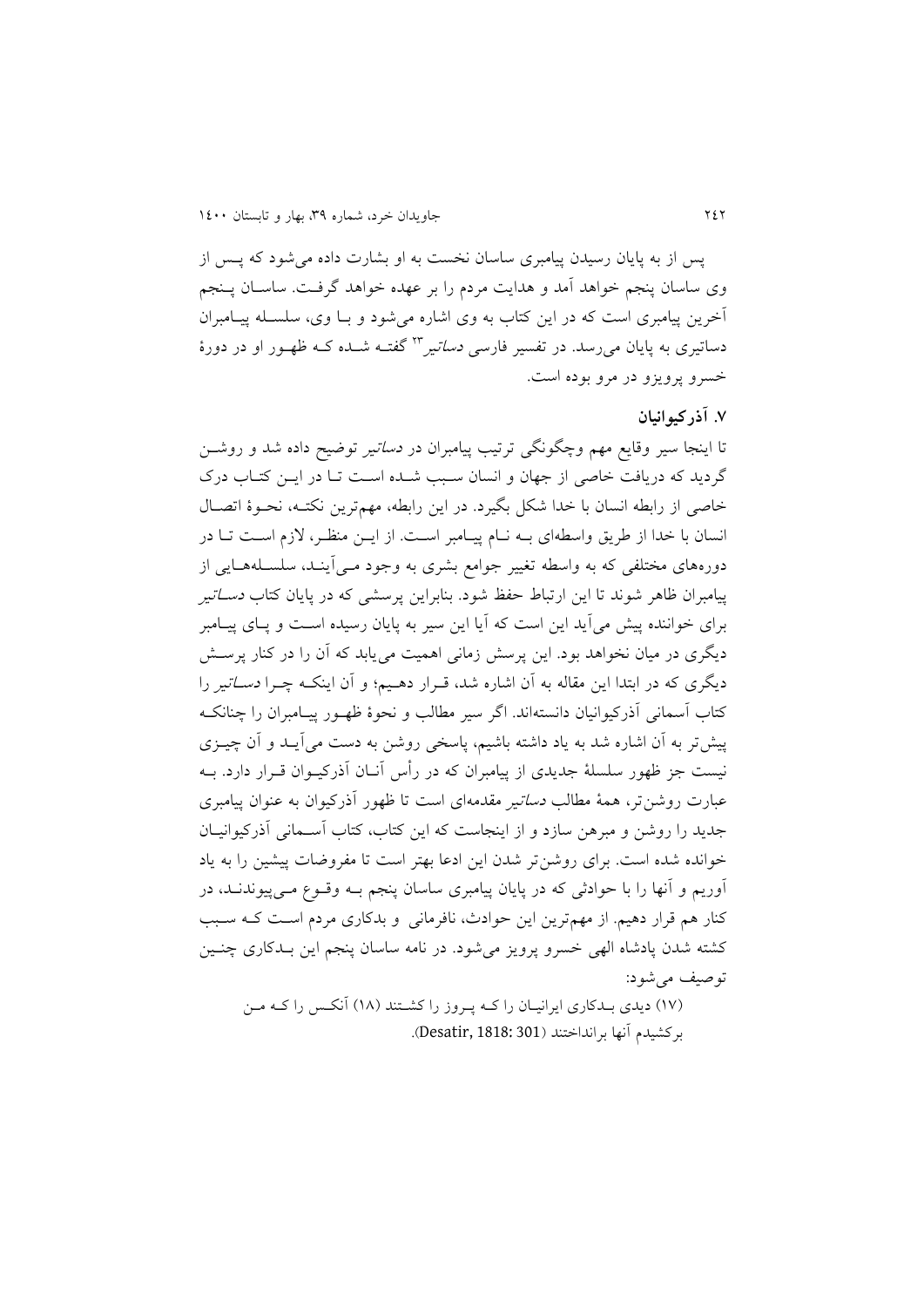پس از به پایان رسیدن پیامبری ساسان نخست به او بشارت داده می‌شود که پس از وی ساسان پنجم خواهد آمد و هدایت مردم را بر عهده خواهد گرفت. ساسان پنجم آخرین پیامبری است که در این کتاب به وی اشاره می‌شود و با وی، سلسله پیامبران دساتیری به پایان می‌رسد. در تفسیر فارسی *دساتیر*[23] گفته شده که ظهور او در دورهٔ خسرو پرویزو در مرو بوده است.

### ۷. آذرکیوانیان

تا اینجا سیر وقایع مهم وچگونگی ترتیب پیامبران در *دساتیر* توضیح داده شد و روشن گردید که دریافت خاصی از جهان و انسان سبب شده است تا در این کتاب درک خاصی از رابطه انسان با خدا شکل بگیرد. در این رابطه، مهم‌ترین نکته، نحوهٔ اتصال انسان با خدا از طریق واسطه‌ای به نام پیامبر است. از این منظر، لازم است تا در دوره‌های مختلفی که به واسطه تغییر جوامع بشری به وجود می‌آیند، سلسله‌هایی از پیامبران ظاهر شوند تا این ارتباط حفظ شود. بنابراین پرسشی که در پایان کتاب *دساتیر* برای خواننده پیش می‌آید این است که آیا این سیر به پایان رسیده است و پای پیامبر دیگری در میان نخواهد بود. این پرسش زمانی اهمیت می‌یابد که آن را در کنار پرسش دیگری که در ابتدا این مقاله به آن اشاره شد، قرار دهیم؛ و آن اینکه چرا *دساتیر* را کتاب آسمانی آذرکیوانیان دانسته‌اند. اگر سیر مطالب و نحوهٔ ظهور پیامبران را چنانکه پیش‌تر به آن اشاره شد به یاد داشته باشیم، پاسخی روشن به دست می‌آید و آن چیزی نیست جز ظهور سلسلهٔ جدیدی از پیامبران که در رأس آنان آذرکیوان قرار دارد. به عبارت روشن‌تر، همهٔ مطالب *دساتیر* مقدمه‌ای است تا ظهور آذرکیوان به عنوان پیامبری جدید را روشن و مبرهن سازد و از اینجاست که این کتاب، کتاب آسمانی آذرکیوانیان خوانده شده است. برای روشن‌تر شدن این ادعا بهتر است تا مفروضات پیشین را به یاد آوریم و آنها را با حوادثی که در پایان پیامبری ساسان پنجم به وقوع می‌پیوندند، در کنار هم قرار دهیم. از مهم‌ترین این حوادث، نافرمانی و بدکاری مردم است که سبب کشته شدن پادشاه الهی خسرو پرویز می‌شود. در نامه ساسان پنجم این بدکاری چنین توصیف می‌شود:

(۱۷) دیدی بدکاری ایرانیان را که پروز را کشتند (۱۸) آنکس را که من برکشیدم آنها برانداختند (Desatir, 1818: 301).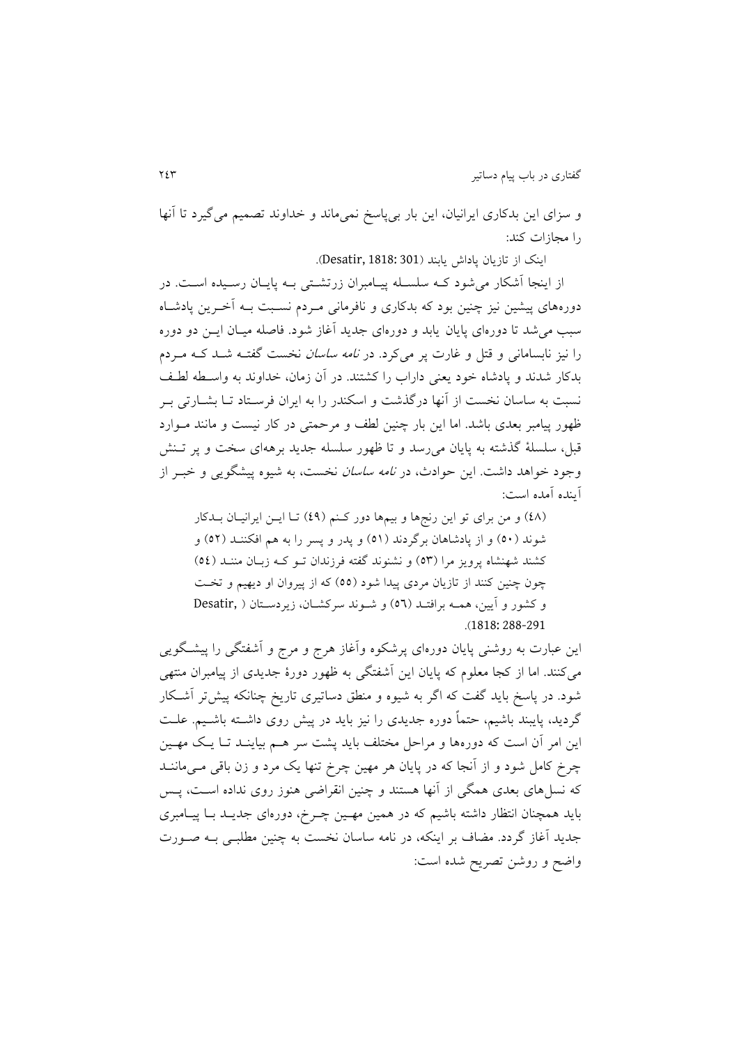و سزای این بدکاری ایرانیان، این بار بی‌پاسخ نمی‌ماند و خداوند تصمیم می‌گیرد تا آنها را مجازات کند:

اینک از تازیان پاداش یابند (Desatir, 1818: 301).

از اینجا آشکار می‌شود کـه سلسـله پیـامبران زرتشـتی بـه پایـان رسـیده اسـت. در دوره‌های پیشین نیز چنین بود که بدکاری و نافرمانی مـردم نسـبت بـه آخـرین پادشـاه سبب می‌شد تا دوره‌ای پایان یابد و دوره‌ای جدید آغاز شود. فاصله میـان ایـن دو دوره را نیز نابسامانی و قتل و غارت پر می‌کرد. در *نامه ساسان* نخست گفتـه شـد کـه مـردم بدکار شدند و پادشاه خود یعنی داراب را کشتند. در آن زمان، خداوند به واسـطه لطـف نسبت به ساسان نخست از آنها درگذشت و اسکندر را به ایران فرسـتاد تـا بشـارتی بـر ظهور پیامبر بعدی باشد. اما این بار چنین لطف و مرحمتی در کار نیست و مانند مـوارد قبل، سلسلهٔ گذشته به پایان می‌رسد و تا ظهور سلسله جدید برهه‌ای سخت و پر تـنش وجود خواهد داشت. این حوادث، در *نامه ساسان* نخست، به شیوه پیشگویی و خبـر از آینده آمده است:

> (٤٨) و من برای تو این رنج‌ها و بیم‌ها دور کـنم (٤٩) تـا ایـن ایرانیـان بـدکار شوند (٥٠) و از پادشاهان برگردند (٥١) و پدر و پسر را به هم افکننـد (٥٢) و کشند شهنشاه پرویز مرا (٥٣) و نشنوند گفته فرزندان تـو کـه زبـان مننـد (٥٤) چون چنین کنند از تازیان مردی پیدا شود (٥٥) که از پیروان او دیهیم و تخـت و کشور و آیین، همـه برافتـد (٥٦) و شـوند سرکشـان، زیردسـتان (Desatir, 1818: 288-291).

این عبارت به روشنی پایان دوره‌ای پرشکوه وآغاز هرج و مرج و آشفتگی را پیشـگویی می‌کنند. اما از کجا معلوم که پایان این آشفتگی به ظهور دورهٔ جدیدی از پیامبران منتهی شود. در پاسخ باید گفت که اگر به شیوه و منطق دساتیری تاریخ چنانکه پیش‌تر آشـکار گردید، پایبند باشیم، حتماً دوره جدیدی را نیز باید در پیش روی داشـته باشـیم. علـت این امر آن است که دوره‌ها و مراحل مختلف باید پشت سر هـم بیاینـد تـا یـک مهـین چرخ کامل شود و از آنجا که در پایان هر مهین چرخ تنها یک مرد و زن باقی مـی‌ماننـد که نسل‌های بعدی همگی از آنها هستند و چنین انقراضی هنوز روی نداده اسـت، پـس باید همچنان انتظار داشته باشیم که در همین مهـین چـرخ، دوره‌ای جدیـد بـا پیـامبری جدید آغاز گردد. مضاف بر اینکه، در نامه ساسان نخست به چنین مطلبـی بـه صـورت واضح و روشن تصریح شده است: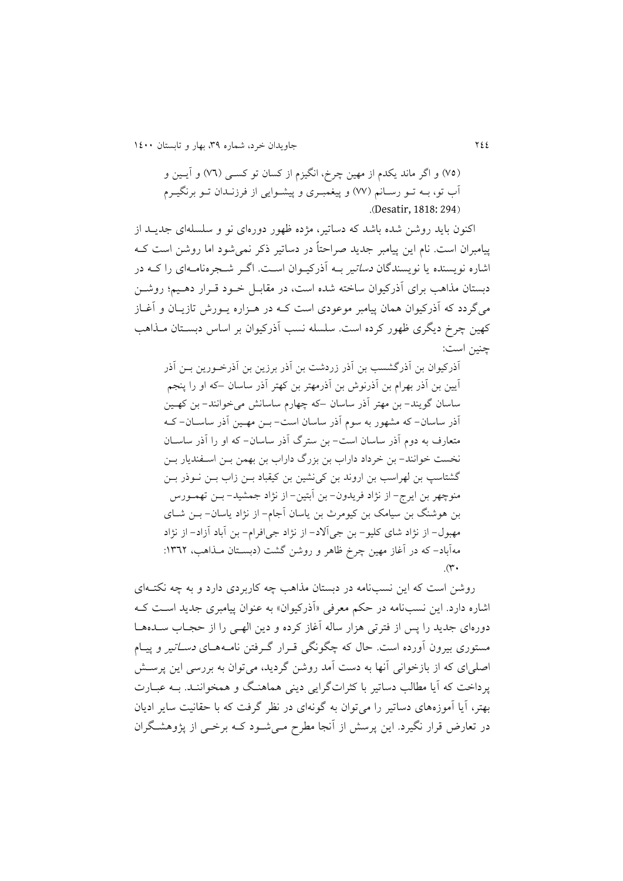(۷۵) و اگر ماند یکدم از مهین چرخ، انگیزم از کسان تو کسی (۷۶) و آیین و آب تو، به تو رسانم (۷۷) و پیغمبری و پیشوایی از فرزندان تو برنگیرم (Desatir, 1818: 294).

اکنون باید روشن شده باشد که دساتیر، مژده ظهور دوره‌ای نو و سلسله‌ای جدید از پیامبران است. نام این پیامبر جدید صراحتاً در دساتیر ذکر نمی‌شود اما روشن است که اشاره نویسنده یا نویسندگان *دساتیر* به آذرکیوان است. اگر شجره‌نامه‌ای را که در دبستان مذاهب برای آذرکیوان ساخته شده است، در مقابل خود قرار دهیم؛ روشن می‌گردد که آذرکیوان همان پیامبر موعودی است که در هزاره یورش تازیان و آغاز کهین چرخ دیگری ظهور کرده است. سلسله نسب آذرکیوان بر اساس دبستان مذاهب چنین است:

آذرکیوان بن آذرگشسب بن آذر زردشت بن آذر برزین بن آذرخورین بن آذر آیین بن آذر بهرام بن آذرنوش بن آذرمهتر بن کهتر آذر ساسان –که او را پنجم ساسان گویند– بن مهتر آذر ساسان –که چهارم ساسانش می‌خوانند– بن کهین آذر ساسان– که مشهور به سوم آذر ساسان است– بن مهین آذر ساسان– که متعارف به دوم آذر ساسان است– بن سترگ آذر ساسان– که او را آذر ساسان نخست خوانند– بن خرداد داراب بن بزرگ داراب بن بهمن بن اسفندیار بن گشتاسپ بن لهراسب بن اروند بن کی‌نشین بن کیقباد بن زاب بن نوذر بن منوچهر بن ایرج– از نژاد فریدون– بن آبتین– از نژاد جمشید– بن تهمورس بن هوشنگ بن سیامک بن کیومرث بن یاسان آجام– از نژاد یاسان– بن شای مهبول– از نژاد شای کلیو– بن جی‌آلاد– از نژاد جی‌افرام– بن آباد آزاد– از نژاد مه‌آباد– که در آغاز مهین چرخ ظاهر و روشن گشت (دبستان مذاهب، ۱۳۶۲: ۳۰).

روشن است که این نسب‌نامه در دبستان مذاهب چه کاربردی دارد و به چه نکته‌ای اشاره دارد. این نسب‌نامه در حکم معرفی «آذرکیوان» به عنوان پیامبری جدید است که دوره‌ای جدید را پس از فترتی هزار ساله آغاز کرده و دین الهی را از حجاب سده‌ها مستوری بیرون آورده است. حال که چگونگی قرار گرفتن نامه‌های *دساتیر* و پیام اصلی‌ای که از بازخوانی آنها به دست آمد روشن گردید، می‌توان به بررسی این پرسش پرداخت که آیا مطالب دساتیر با کثرات‌گرایی دینی هماهنگ و همخوانند. به عبارت بهتر، آیا آموزه‌های دساتیر را می‌توان به گونه‌ای در نظر گرفت که با حقانیت سایر ادیان در تعارض قرار نگیرد. این پرسش از آنجا مطرح می‌شود که برخی از پژوهشگران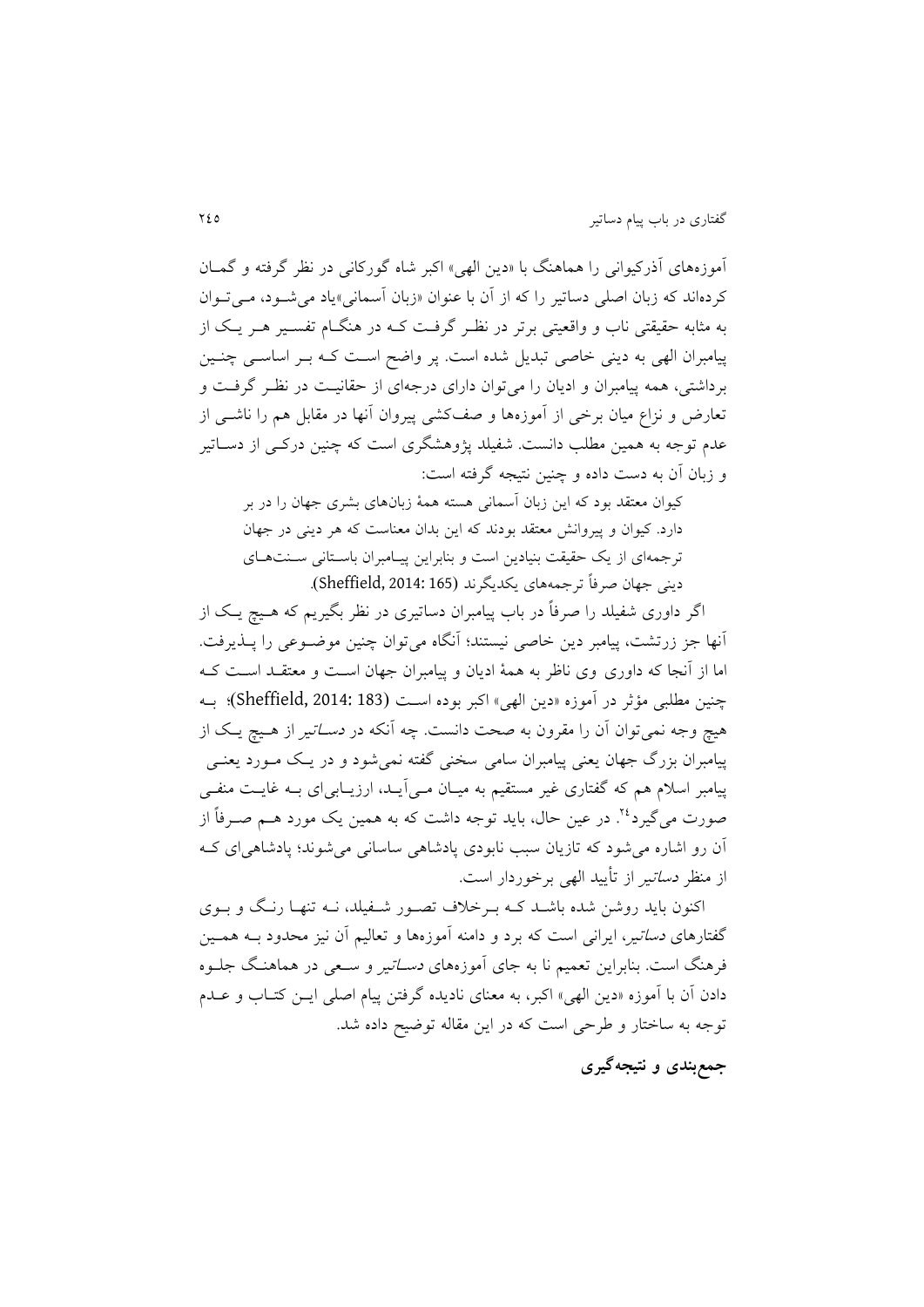آموزه‌های آذرکیوانی را هماهنگ با «دین الهی» اکبر شاه گورکانی در نظر گرفته و گمان کرده‌اند که زبان اصلی دساتیر را که از آن با عنوان «زبان آسمانی»یاد می‌شود، می‌توان به مثابه حقیقتی ناب و واقعیتی برتر در نظر گرفت که در هنگام تفسیر هر یک از پیامبران الهی به دینی خاصی تبدیل شده است. پر واضح است که بر اساسی چنین برداشتی، همه پیامبران و ادیان را می‌توان دارای درجه‌ای از حقانیت در نظر گرفت و تعارض و نزاع میان برخی از آموزه‌ها و صف‌کشی پیروان آنها در مقابل هم را ناشی از عدم توجه به همین مطلب دانست. شفیلد پژوهشگری است که چنین درکی از دساتیر و زبان آن به دست داده و چنین نتیجه گرفته است:

> کیوان معتقد بود که این زبان آسمانی هسته همهٔ زبان‌های بشری جهان را در بر دارد. کیوان و پیروانش معتقد بودند که این بدان معناست که هر دینی در جهان ترجمه‌ای از یک حقیقت بنیادین است و بنابراین پیامبران باستانی سنت‌های دینی جهان صرفاً ترجمه‌های یکدیگرند (Sheffield, 2014: 165).

اگر داوری شفیلد را صرفاً در باب پیامبران دساتیری در نظر بگیریم که هیچ یک از آنها جز زرتشت، پیامبر دین خاصی نیستند؛ آنگاه می‌توان چنین موضوعی را پذیرفت. اما از آنجا که داوری وی ناظر به همهٔ ادیان و پیامبران جهان است و معتقد است که چنین مطلبی مؤثر در آموزه «دین الهی» اکبر بوده است (Sheffield, 2014: 183)؛ به هیچ وجه نمی‌توان آن را مقرون به صحت دانست. چه آنکه در *دساتیر* از هیچ یک از پیامبران بزرگ جهان یعنی پیامبران سامی سخنی گفته نمی‌شود و در یک مورد یعنی پیامبر اسلام هم که گفتاری غیر مستقیم به میان می‌آید، ارزیابی‌ای به غایت منفی صورت می‌گیرد[24]. در عین حال، باید توجه داشت که به همین یک مورد هم صرفاً از آن رو اشاره می‌شود که تازیان سبب نابودی پادشاهی ساسانی می‌شوند؛ پادشاهی‌ای که از منظر *دساتیر* از تأیید الهی برخوردار است.

اکنون باید روشن شده باشد که برخلاف تصور شفیلد، نه تنها رنگ و بوی گفتارهای *دساتیر*، ایرانی است که برد و دامنه آموزه‌ها و تعالیم آن نیز محدود به همین فرهنگ است. بنابراین تعمیم نا به جای آموزه‌های *دساتیر* و سعی در هماهنگ جلوه دادن آن با آموزه «دین الهی» اکبر، به معنای نادیده گرفتن پیام اصلی این کتاب و عدم توجه به ساختار و طرحی است که در این مقاله توضیح داده شد.

## جمع‌بندی و نتیجه‌گیری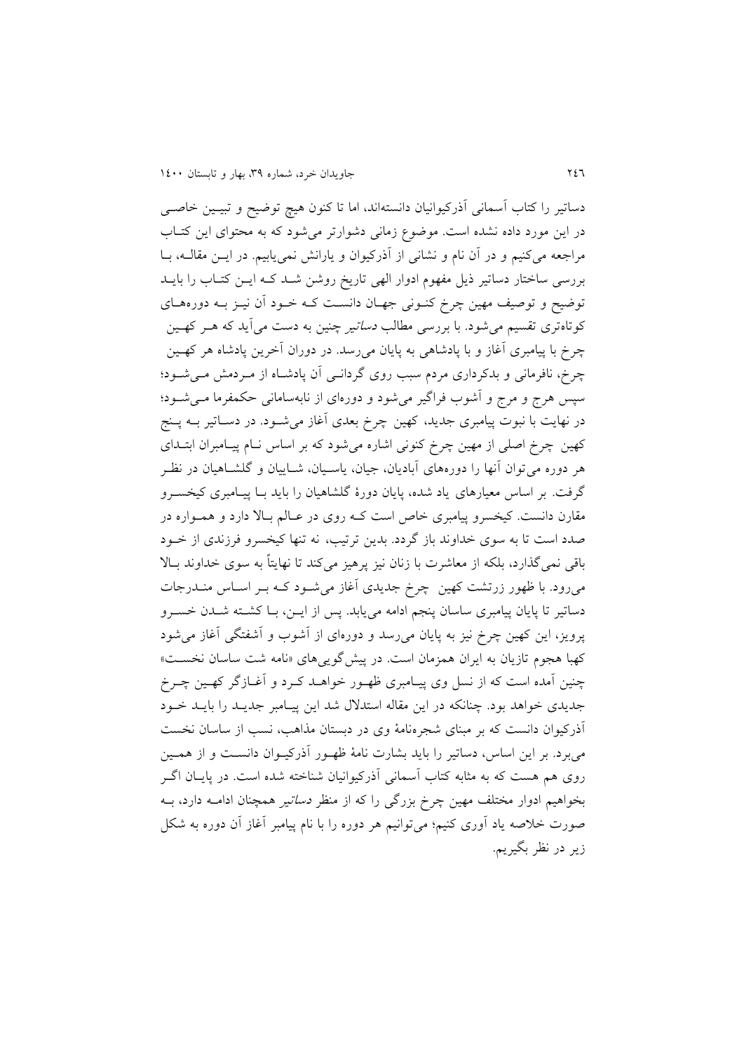دساتیر را کتاب آسمانی آذرکیوانیان دانسته‌اند، اما تا کنون هیچ توضیح و تبیین خاصی در این مورد داده نشده است. موضوع زمانی دشوارتر می‌شود که به محتوای این کتاب مراجعه می‌کنیم و در آن نام و نشانی از آذرکیوان و یارانش نمی‌یابیم. در این مقاله، با بررسی ساختار دساتیر ذیل مفهوم ادوار الهی تاریخ روشن شد که این کتاب را باید توضیح و توصیف مهین چرخ کنونی جهان دانست که خود آن نیز به دوره‌های کوتاه‌تری تقسیم می‌شود. با بررسی مطالب *دساتیر* چنین به دست می‌آید که هر کهین چرخ با پیامبری آغاز و با پادشاهی به پایان می‌رسد. در دوران آخرین پادشاه هر کهین چرخ، نافرمانی و بدکرداری مردم سبب روی گردانی آن پادشاه از مردمش می‌شود؛ سپس هرج و مرج و آشوب فراگیر می‌شود و دوره‌ای از نابه‌سامانی حکمفرما می‌شود؛ در نهایت با نبوت پیامبری جدید، کهین چرخ بعدی آغاز می‌شود. در دساتیر به پنج کهین چرخ اصلی از مهین چرخ کنونی اشاره می‌شود که بر اساس نام پیامبران ابتدای هر دوره می‌توان آنها را دوره‌های آبادیان، جیان، یاسیان، شاییان و گلشاهیان در نظر گرفت. بر اساس معیارهای یاد شده، پایان دورهٔ گلشاهیان را باید با پیامبری کیخسرو مقارن دانست. کیخسرو پیامبری خاص است که روی در عالم بالا دارد و همواره در صدد است تا به سوی خداوند باز گردد. بدین ترتیب، نه تنها کیخسرو فرزندی از خود باقی نمی‌گذارد، بلکه از معاشرت با زنان نیز پرهیز می‌کند تا نهایتاً به سوی خداوند بالا می‌رود. با ظهور زرتشت کهین چرخ جدیدی آغاز می‌شود که بر اساس مندرجات دساتیر تا پایان پیامبری ساسان پنجم ادامه می‌یابد. پس از این، با کشته شدن خسرو پرویز، این کهین چرخ نیز به پایان می‌رسد و دوره‌ای از آشوب و آشفتگی آغاز می‌شود کهبا هجوم تازیان به ایران همزمان است. در پیش‌گویی‌های «نامه شت ساسان نخست» چنین آمده است که از نسل وی پیامبری ظهور خواهد کرد و آغازگر کهین چرخ جدیدی خواهد بود. چنانکه در این مقاله استدلال شد این پیامبر جدید را باید خود آذرکیوان دانست که بر مبنای شجره‌نامهٔ وی در دبستان مذاهب، نسب از ساسان نخست می‌برد. بر این اساس، دساتیر را باید بشارت نامهٔ ظهور آذرکیوان دانست و از همین روی هم هست که به مثابه کتاب آسمانی آذرکیوانیان شناخته شده است. در پایان اگر بخواهیم ادوار مختلف مهین چرخ بزرگی را که از منظر *دساتیر* همچنان ادامه دارد، به صورت خلاصه یاد آوری کنیم؛ می‌توانیم هر دوره را با نام پیامبر آغاز آن دوره به شکل زیر در نظر بگیریم.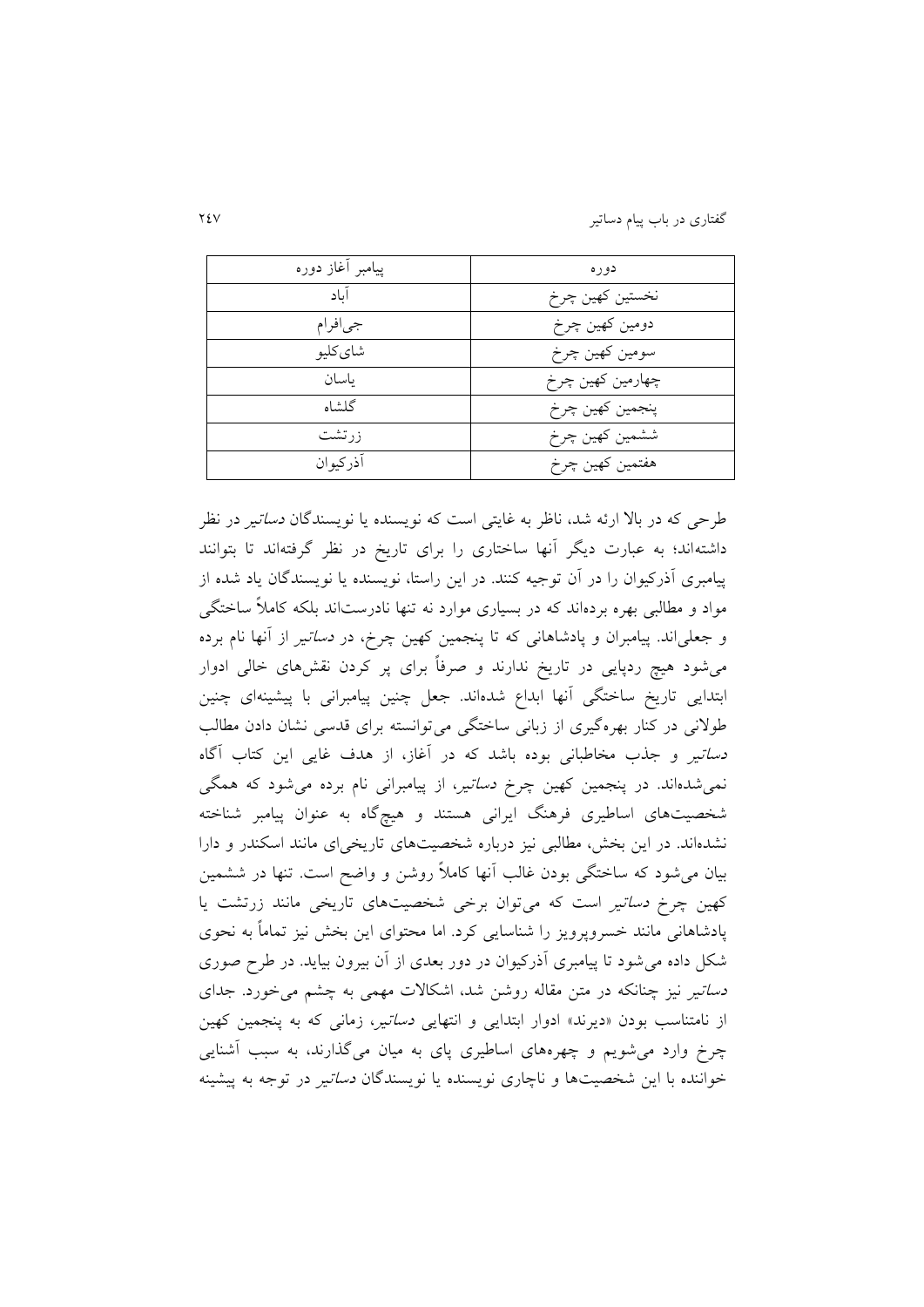| دوره | پیامبر آغاز دوره |
|---|---|
| نخستین کهین چرخ | آباد |
| دومین کهین چرخ | جی‌افرام |
| سومین کهین چرخ | شای‌کلیو |
| چهارمین کهین چرخ | یاسان |
| پنجمین کهین چرخ | گلشاه |
| ششمین کهین چرخ | زرتشت |
| هفتمین کهین چرخ | آذرکیوان |

طرحی که در بالا ارئه شد، ناظر به غایتی است که نویسنده یا نویسندگان *دساتیر* در نظر داشته‌اند؛ به عبارت دیگر آنها ساختاری را برای تاریخ در نظر گرفته‌اند تا بتوانند پیامبری آذرکیوان را در آن توجیه کنند. در این راستا، نویسنده یا نویسندگان یاد شده از مواد و مطالبی بهره برده‌اند که در بسیاری موارد نه تنها نادرست‌اند بلکه کاملاً ساختگی و جعلی‌اند. پیامبران و پادشاهانی که تا پنجمین کهین چرخ، در *دساتیر* از آنها نام برده می‌شود هیچ ردپایی در تاریخ ندارند و صرفاً برای پر کردن نقش‌های خالی ادوار ابتدایی تاریخ ساختگی آنها ابداع شده‌اند. جعل چنین پیامبرانی با پیشینه‌ای چنین طولانی در کنار بهره‌گیری از زبانی ساختگی می‌توانسته برای قدسی نشان دادن مطالب *دساتیر* و جذب مخاطبانی بوده باشد که در آغاز، از هدف غایی این کتاب آگاه نمی‌شده‌اند. در پنجمین کهین چرخ *دساتیر*، از پیامبرانی نام برده می‌شود که همگی شخصیت‌های اساطیری فرهنگ ایرانی هستند و هیچ‌گاه به عنوان پیامبر شناخته نشده‌اند. در این بخش، مطالبی نیز درباره شخصیت‌های تاریخی‌ای مانند اسکندر و دارا بیان می‌شود که ساختگی بودن غالب آنها کاملاً روشن و واضح است. تنها در ششمین کهین چرخ *دساتیر* است که می‌توان برخی شخصیت‌های تاریخی مانند زرتشت یا پادشاهانی مانند خسروپرویز را شناسایی کرد. اما محتوای این بخش نیز تماماً به نحوی شکل داده می‌شود تا پیامبری آذرکیوان در دور بعدی از آن بیرون بیاید. در طرح صوری *دساتیر* نیز چنانکه در متن مقاله روشن شد، اشکالات مهمی به چشم می‌خورد. جدای از نامتناسب بودن «دیرند» ادوار ابتدایی و انتهایی *دساتیر*، زمانی که به پنجمین کهین چرخ وارد می‌شویم و چهره‌های اساطیری پای به میان می‌گذارند، به سبب آشنایی خواننده با این شخصیت‌ها و ناچاری نویسنده یا نویسندگان *دساتیر* در توجه به پیشینه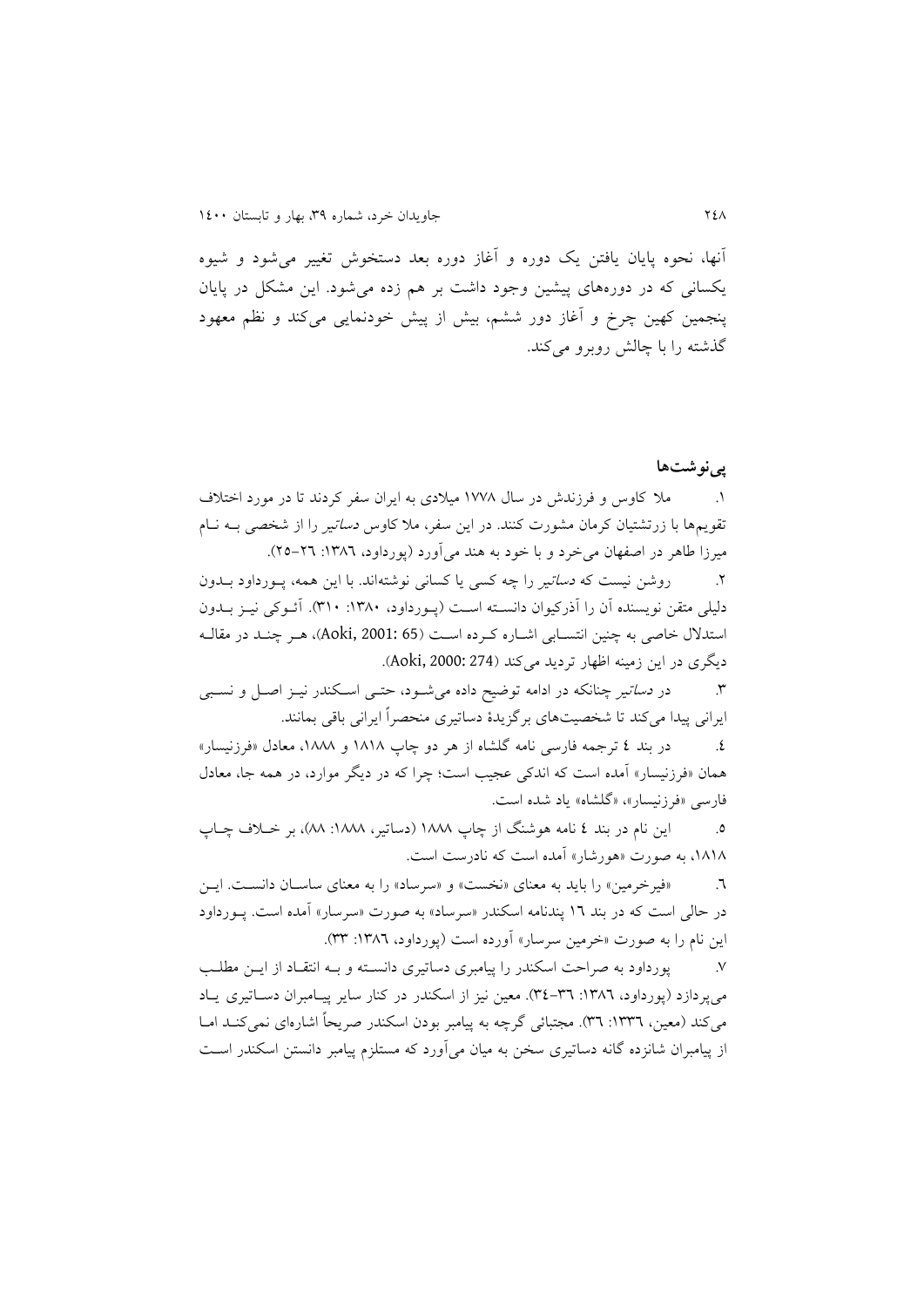آنها، نحوه پایان یافتن یک دوره و آغاز دوره بعد دستخوش تغییر می‌شود و شیوه یکسانی که در دوره‌های پیشین وجود داشت بر هم زده می‌شود. این مشکل در پایان پنجمین کهین چرخ و آغاز دور ششم، بیش از پیش خودنمایی می‌کند و نظم معهود گذشته را با چالش روبرو می‌کند.

## پی‌نوشت‌ها

۱. ملا کاوس و فرزندش در سال ۱۷۷۸ میلادی به ایران سفر کردند تا در مورد اختلاف تقویم‌ها با زرتشتیان کرمان مشورت کنند. در این سفر، ملا کاوس *دساتیر* را از شخصی بـه نـام میرزا طاهر در اصفهان می‌خرد و با خود به هند می‌آورد (پورداود، ۱۳۸۶: ۲۶-۲۵).

۲. روشن نیست که *دساتیر* را چه کسی یا کسانی نوشته‌اند. با این همه، پـورداود بـدون دلیلی متقن نویسنده آن را آذرکیوان دانسـته اسـت (پـورداود، ۱۳۸۰: ۳۱۰). آئـوکی نیـز بـدون استدلال خاصی به چنین انتسـابی اشـاره کـرده اسـت (Aoki, 2001: 65)، هـر چنـد در مقالـه دیگری در این زمینه اظهار تردید می‌کند (Aoki, 2000: 274).

۳. در *دساتیر* چنانکه در ادامه توضیح داده می‌شـود، حتـی اسـکندر نیـز اصـل و نسـبی ایرانی پیدا می‌کند تا شخصیت‌های برگزیدۀ دساتیری منحصراً ایرانی باقی بمانند.

٤. در بند ٤ ترجمه فارسی نامه گلشاه از هر دو چاپ ۱۸۱۸ و ۱۸۸۸، معادل «فرزنیسار» همان «فرزنیسار» آمده است که اندکی عجیب است؛ چرا که در دیگر موارد، در همه جا، معادل فارسی «فرزنیسار»، «گلشاه» یاد شده است.

۵. این نام در بند ٤ نامه هوشنگ از چاپ ۱۸۸۸ (دساتیر، ۱۸۸۸: ۸۸)، بر خـلاف چـاپ ۱۸۱۸، به صورت «هورشار» آمده است که نادرست است.

٦. «فیرخرمین» را باید به معنای «نخست» و «سرساد» را به معنای ساسـان دانسـت. ایـن در حالی است که در بند ۱٦ پندنامه اسکندر «سرساد» به صورت «سرسار» آمده است. پـورداود این نام را به صورت «خرمین سرسار» آورده است (پورداود، ۱۳۸٦: ۳۳).

۷. پورداود به صراحت اسکندر را پیامبری دساتیری دانسـته و بـه انتقـاد از ایـن مطلـب می‌پردازد (پورداود، ۱۳۸٦: ۳٦-۳٤). معین نیز از اسکندر در کنار سایر پیـامبران دسـاتیری یـاد می‌کند (معین، ۱۳۳٦: ۳٦). مجتبائی گرچه به پیامبر بودن اسکندر صریحاً اشاره‌ای نمی‌کنـد امـا از پیامبران شانزده گانه دساتیری سخن به میان می‌آورد که مستلزم پیامبر دانستن اسکندر اسـت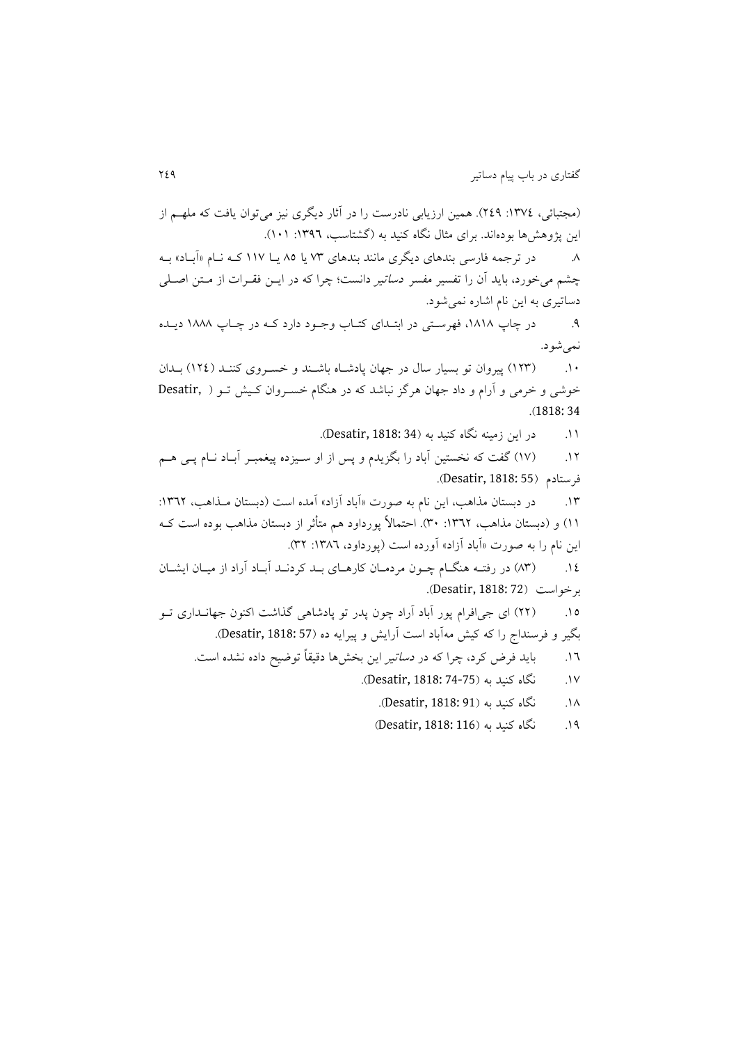(مجتبائی، ١٣٧٤: ٢٤٩). همین ارزیابی نادرست را در آثار دیگری نیز می‌توان یافت که ملهم از این پژوهش‌ها بوده‌اند. برای مثال نگاه کنید به (گشتاسب، ١٣٩٦: ١٠١).

٨. در ترجمه فارسی بندهای دیگری مانند بندهای ٧٣ یا ٨٥ یا ١١٧ که نام «آباد» به چشم می‌خورد، باید آن را تفسیر مفسر *دساتیر* دانست؛ چرا که در این فقرات از متن اصلی دساتیری به این نام اشاره نمی‌شود.

٩. در چاپ ١٨١٨، فهرستی در ابتدای کتاب وجود دارد که در چاپ ١٨٨٨ دیده نمی‌شود.

١٠. (١٢٣) پیروان تو بسیار سال در جهان پادشاه باشند و خسروی کنند (١٢٤) بدان خوشی و خرمی و آرام و داد جهان هرگز نباشد که در هنگام خسروان کیش تو (Desatir, 1818: 34).

١١. در این زمینه نگاه کنید به (Desatir, 1818: 34).

١٢. (١٧) گفت که نخستین آباد را بگزیدم و پس از او سیزده پیغمبر آباد نام پی هم فرستادم (Desatir, 1818: 55).

١٣. در دبستان مذاهب، این نام به صورت «آباد آزاد» آمده است (دبستان مذاهب، ١٣٦٢: ١١) و (دبستان مذاهب، ١٣٦٢: ٣٠). احتمالاً پورداود هم متأثر از دبستان مذاهب بوده است که این نام را به صورت «آباد آزاد» آورده است (پورداود، ١٣٨٦: ٣٢).

١٤. (٨٣) در رفته هنگام چون مردمان کارهای بد کردند آباد آراد از میان ایشان برخواست (Desatir, 1818: 72).

١٥. (٢٢) ای جی‌افرام پور آباد آراد چون پدر تو پادشاهی گذاشت اکنون جهانداری تو بگیر و فرسنداج را که کیش مه‌آباد است آرایش و پیرایه ده (Desatir, 1818: 57).

١٦. باید فرض کرد، چرا که در *دساتیر* این بخش‌ها دقیقاً توضیح داده نشده است.

١٧. نگاه کنید به (Desatir, 1818: 74-75).

١٨. نگاه کنید به (Desatir, 1818: 91).

١٩. نگاه کنید به (Desatir, 1818: 116)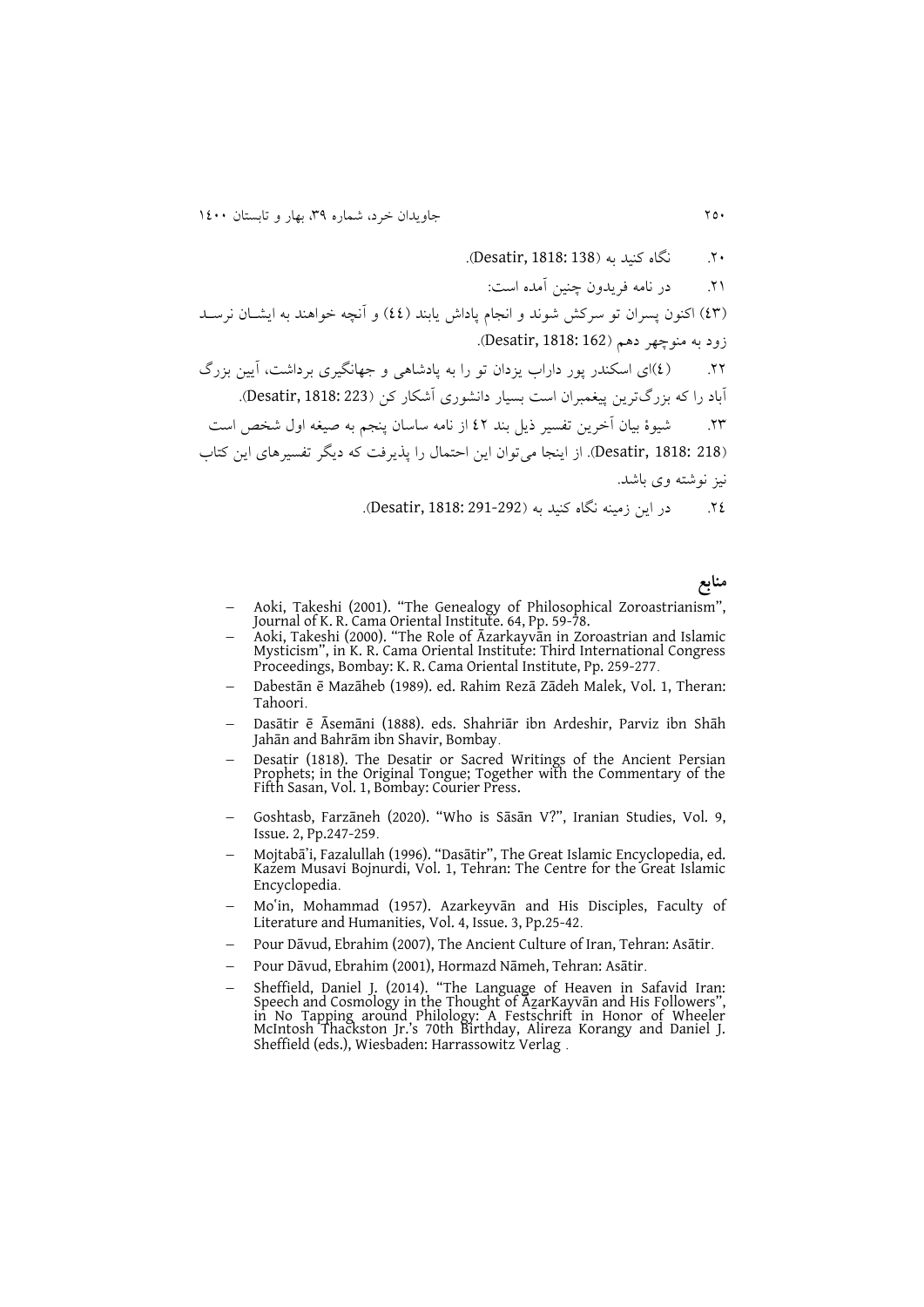۲۰. نگاه کنید به (Desatir, 1818: 138).

۲۱. در نامه فریدون چنین آمده است:

(٤٣) اکنون پسران تو سرکش شوند و انجام پاداش یابند (٤٤) و آنچه خواهند به ایشان نرسد زود به منوچهر دهم (Desatir, 1818: 162).

۲۲. (٤)ای اسکندر پور داراب یزدان تو را به پادشاهی و جهانگیری برداشت، آیین بزرگ آباد را که بزرگ‌ترین پیغمبران است بسیار دانشوری آشکار کن (Desatir, 1818: 223).

۲۳. شیوهٔ بیان آخرین تفسیر ذیل بند ٤٢ از نامه ساسان پنجم به صیغه اول شخص است (Desatir, 1818: 218). از اینجا می‌توان این احتمال را پذیرفت که دیگر تفسیرهای این کتاب نیز نوشته وی باشد.

۲٤. در این زمینه نگاه کنید به (Desatir, 1818: 291-292).

## منابع

- Aoki, Takeshi (2001). "The Genealogy of Philosophical Zoroastrianism", Journal of K. R. Cama Oriental Institute. 64, Pp. 59-78.
- Aoki, Takeshi (2000). "The Role of Āzarkayvān in Zoroastrian and Islamic Mysticism", in K. R. Cama Oriental Institute: Third International Congress Proceedings, Bombay: K. R. Cama Oriental Institute, Pp. 259-277.
- Dabestān ē Mazāheb (1989). ed. Rahim Rezā Zādeh Malek, Vol. 1, Theran: Tahoori.
- Dasātir ē Āsemāni (1888). eds. Shahriār ibn Ardeshir, Parviz ibn Shāh Jahān and Bahrām ibn Shavir, Bombay.
- Desatir (1818). The Desatir or Sacred Writings of the Ancient Persian Prophets; in the Original Tongue; Together with the Commentary of the Fifth Sasan, Vol. 1, Bombay: Courier Press.
- Goshtasb, Farzāneh (2020). "Who is Sāsān V?", Iranian Studies, Vol. 9, Issue. 2, Pp.247-259.
- Mojtabā'i, Fazalullah (1996). "Dasātir", The Great Islamic Encyclopedia, ed. Kazem Musavi Bojnurdi, Vol. 1, Tehran: The Centre for the Great Islamic Encyclopedia.
- Mo'in, Mohammad (1957). Azarkeyvān and His Disciples, Faculty of Literature and Humanities, Vol. 4, Issue. 3, Pp.25-42.
- Pour Dāvud, Ebrahim (2007), The Ancient Culture of Iran, Tehran: Asātir.
- Pour Dāvud, Ebrahim (2001), Hormazd Nāmeh, Tehran: Asātir.
- Sheffield, Daniel J. (2014). "The Language of Heaven in Safavid Iran: Speech and Cosmology in the Thought of ĀzarKayvān and His Followers", in No Tapping around Philology: A Festschrift in Honor of Wheeler McIntosh Thackston Jr.'s 70th Birthday, Alireza Korangy and Daniel J. Sheffield (eds.), Wiesbaden: Harrassowitz Verlag .